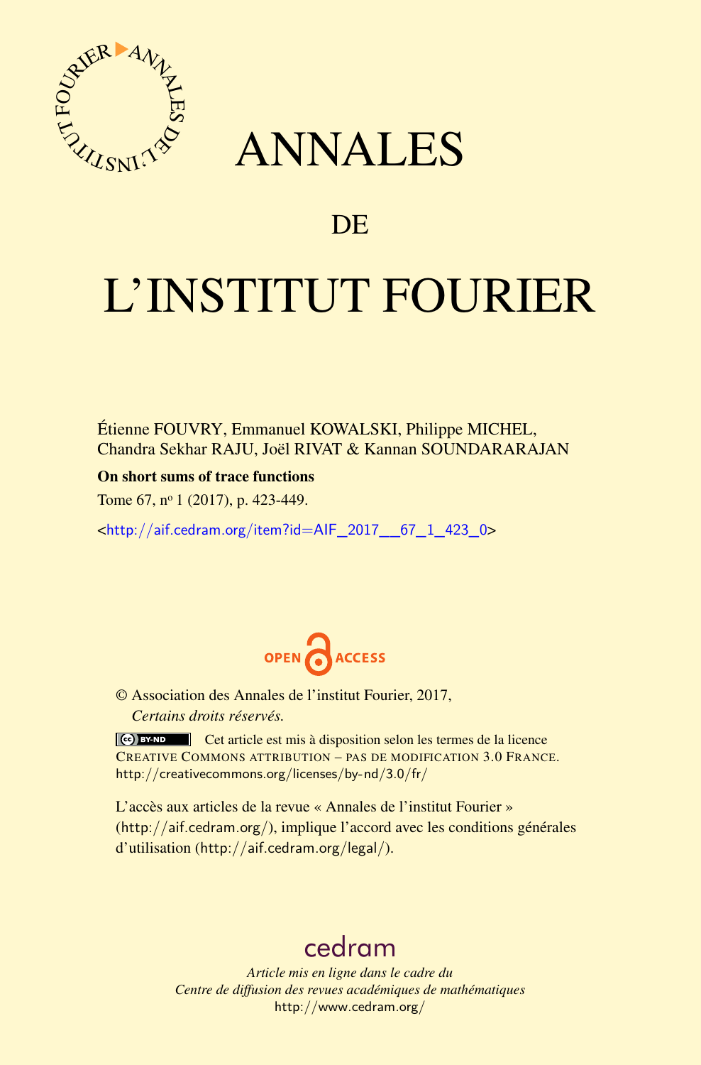# ANNALES

## DE

# L'INSTITUT FOURIER

Étienne FOUVRY, Emmanuel KOWALSKI, Philippe MICHEL,
Chandra Sekhar RAJU, Joël RIVAT & Kannan SOUNDARARAJAN

**On short sums of trace functions**

Tome 67, nº 1 (2017), p. 423-449.

<http://aif.cedram.org/item?id=AIF_2017__67_1_423_0>

OPEN ACCESS

© Association des Annales de l'institut Fourier, 2017,
*Certains droits réservés.*

Cet article est mis à disposition selon les termes de la licence
CREATIVE COMMONS ATTRIBUTION – PAS DE MODIFICATION 3.0 FRANCE.
http://creativecommons.org/licenses/by-nd/3.0/fr/

L'accès aux articles de la revue « Annales de l'institut Fourier »
(http://aif.cedram.org/), implique l'accord avec les conditions générales
d'utilisation (http://aif.cedram.org/legal/).

cedram

*Article mis en ligne dans le cadre du*
*Centre de diffusion des revues académiques de mathématiques*
http://www.cedram.org/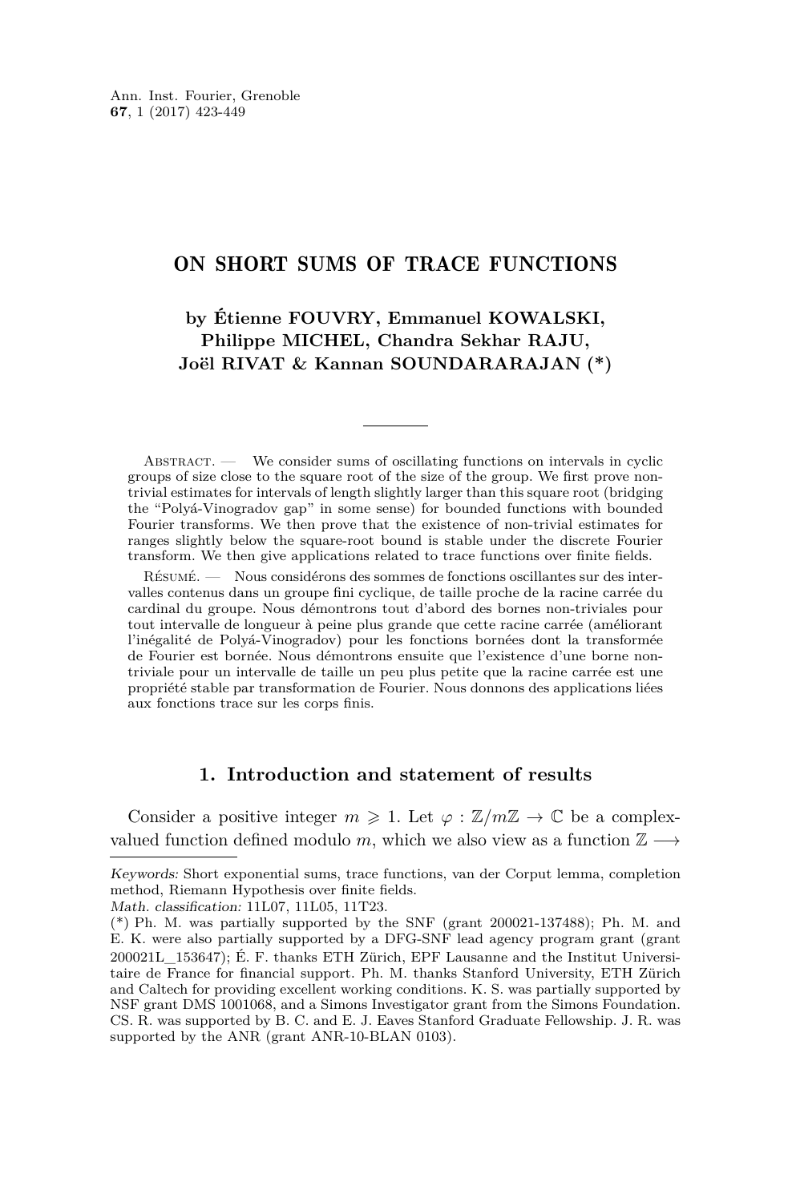# ON SHORT SUMS OF TRACE FUNCTIONS

**by Étienne FOUVRY, Emmanuel KOWALSKI, Philippe MICHEL, Chandra Sekhar RAJU, Joël RIVAT & Kannan SOUNDARARAJAN (\*)**

Abstract. — We consider sums of oscillating functions on intervals in cyclic groups of size close to the square root of the size of the group. We first prove non-trivial estimates for intervals of length slightly larger than this square root (bridging the "Polyá-Vinogradov gap" in some sense) for bounded functions with bounded Fourier transforms. We then prove that the existence of non-trivial estimates for ranges slightly below the square-root bound is stable under the discrete Fourier transform. We then give applications related to trace functions over finite fields.

Résumé. — Nous considérons des sommes de fonctions oscillantes sur des intervalles contenus dans un groupe fini cyclique, de taille proche de la racine carrée du cardinal du groupe. Nous démontrons tout d'abord des bornes non-triviales pour tout intervalle de longueur à peine plus grande que cette racine carrée (améliorant l'inégalité de Polyá-Vinogradov) pour les fonctions bornées dont la transformée de Fourier est bornée. Nous démontrons ensuite que l'existence d'une borne non-triviale pour un intervalle de taille un peu plus petite que la racine carrée est une propriété stable par transformation de Fourier. Nous donnons des applications liées aux fonctions trace sur les corps finis.

## 1. Introduction and statement of results

Consider a positive integer $m \geqslant 1$. Let $\varphi : \mathbb{Z}/m\mathbb{Z} \to \mathbb{C}$ be a complex-valued function defined modulo $m$, which we also view as a function $\mathbb{Z} \longrightarrow$

---

*Keywords:* Short exponential sums, trace functions, van der Corput lemma, completion method, Riemann Hypothesis over finite fields.
*Math. classification:* 11L07, 11L05, 11T23.
(\*) Ph. M. was partially supported by the SNF (grant 200021-137488); Ph. M. and E. K. were also partially supported by a DFG-SNF lead agency program grant (grant 200021L_153647); É. F. thanks ETH Zürich, EPF Lausanne and the Institut Universitaire de France for financial support. Ph. M. thanks Stanford University, ETH Zürich and Caltech for providing excellent working conditions. K. S. was partially supported by NSF grant DMS 1001068, and a Simons Investigator grant from the Simons Foundation. CS. R. was supported by B. C. and E. J. Eaves Stanford Graduate Fellowship. J. R. was supported by the ANR (grant ANR-10-BLAN 0103).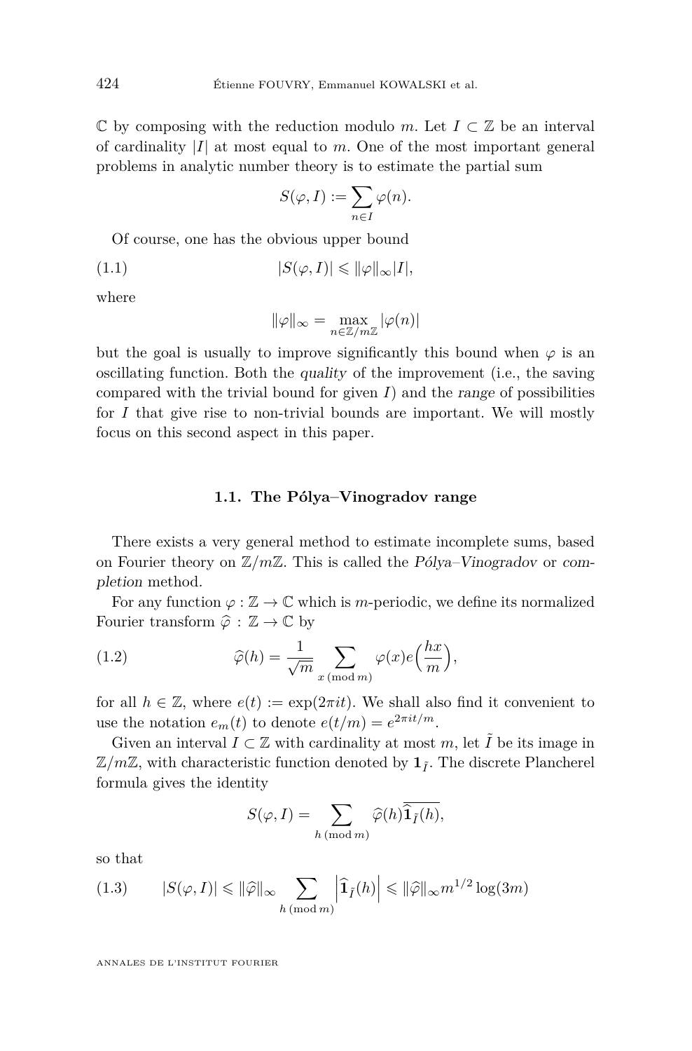$\mathbb{C}$ by composing with the reduction modulo $m$. Let $I \subset \mathbb{Z}$ be an interval of cardinality $|I|$ at most equal to $m$. One of the most important general problems in analytic number theory is to estimate the partial sum

$$S(\varphi, I) := \sum_{n \in I} \varphi(n).$$

Of course, one has the obvious upper bound

$$|S(\varphi, I)| \leqslant \|\varphi\|_\infty |I|, \tag{1.1}$$

where

$$\|\varphi\|_\infty = \max_{n \in \mathbb{Z}/m\mathbb{Z}} |\varphi(n)|$$

but the goal is usually to improve significantly this bound when $\varphi$ is an oscillating function. Both the *quality* of the improvement (i.e., the saving compared with the trivial bound for given $I$) and the *range* of possibilities for $I$ that give rise to non-trivial bounds are important. We will mostly focus on this second aspect in this paper.

### 1.1. The Pólya–Vinogradov range

There exists a very general method to estimate incomplete sums, based on Fourier theory on $\mathbb{Z}/m\mathbb{Z}$. This is called the *Pólya–Vinogradov* or *completion* method.

For any function $\varphi : \mathbb{Z} \to \mathbb{C}$ which is $m$-periodic, we define its normalized Fourier transform $\widehat{\varphi} : \mathbb{Z} \to \mathbb{C}$ by

$$\widehat{\varphi}(h) = \frac{1}{\sqrt{m}} \sum_{x \,(\mathrm{mod}\, m)} \varphi(x) e\Big(\frac{hx}{m}\Big), \tag{1.2}$$

for all $h \in \mathbb{Z}$, where $e(t) := \exp(2\pi i t)$. We shall also find it convenient to use the notation $e_m(t)$ to denote $e(t/m) = e^{2\pi i t/m}$.

Given an interval $I \subset \mathbb{Z}$ with cardinality at most $m$, let $\tilde{I}$ be its image in $\mathbb{Z}/m\mathbb{Z}$, with characteristic function denoted by $\mathbf{1}_{\tilde{I}}$. The discrete Plancherel formula gives the identity

$$S(\varphi, I) = \sum_{h \,(\mathrm{mod}\, m)} \widehat{\varphi}(h) \overline{\widehat{\mathbf{1}}_{\tilde{I}}(h)},$$

so that

$$|S(\varphi, I)| \leqslant \|\widehat{\varphi}\|_\infty \sum_{h \,(\mathrm{mod}\, m)} \Big|\widehat{\mathbf{1}}_{\tilde{I}}(h)\Big| \leqslant \|\widehat{\varphi}\|_\infty m^{1/2} \log(3m) \tag{1.3}$$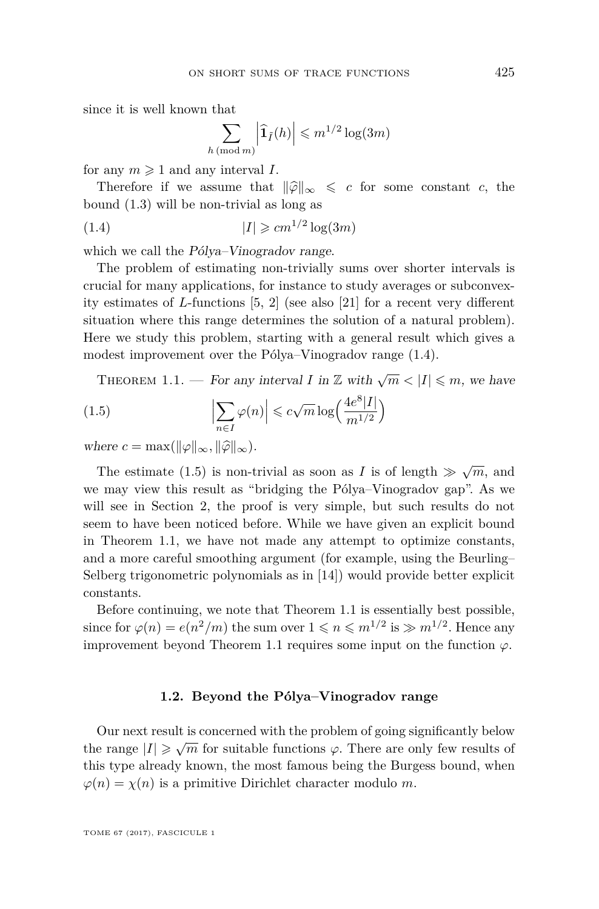since it is well known that

$$\sum_{h \,(\mathrm{mod}\, m)} \left|\widehat{\mathbf{1}}_{\tilde{I}}(h)\right| \leqslant m^{1/2}\log(3m)$$

for any $m \geqslant 1$ and any interval $I$.

Therefore if we assume that $\|\widehat{\varphi}\|_\infty \leqslant c$ for some constant $c$, the bound (1.3) will be non-trivial as long as

$$|I| \geqslant cm^{1/2}\log(3m) \tag{1.4}$$

which we call the *Pólya–Vinogradov range*.

The problem of estimating non-trivially sums over shorter intervals is crucial for many applications, for instance to study averages or subconvexity estimates of $L$-functions [5, 2] (see also [21] for a recent very different situation where this range determines the solution of a natural problem). Here we study this problem, starting with a general result which gives a modest improvement over the Pólya–Vinogradov range (1.4).

Theorem 1.1. — *For any interval $I$ in $\mathbb{Z}$ with $\sqrt{m} < |I| \leqslant m$, we have*

$$\Big|\sum_{n\in I}\varphi(n)\Big| \leqslant c\sqrt{m}\log\Big(\frac{4e^8|I|}{m^{1/2}}\Big) \tag{1.5}$$

*where $c = \max(\|\varphi\|_\infty, \|\widehat{\varphi}\|_\infty)$.*

The estimate (1.5) is non-trivial as soon as $I$ is of length $\gg \sqrt{m}$, and we may view this result as "bridging the Pólya–Vinogradov gap". As we will see in Section 2, the proof is very simple, but such results do not seem to have been noticed before. While we have given an explicit bound in Theorem 1.1, we have not made any attempt to optimize constants, and a more careful smoothing argument (for example, using the Beurling–Selberg trigonometric polynomials as in [14]) would provide better explicit constants.

Before continuing, we note that Theorem 1.1 is essentially best possible, since for $\varphi(n) = e(n^2/m)$ the sum over $1 \leqslant n \leqslant m^{1/2}$ is $\gg m^{1/2}$. Hence any improvement beyond Theorem 1.1 requires some input on the function $\varphi$.

### 1.2. Beyond the Pólya–Vinogradov range

Our next result is concerned with the problem of going significantly below the range $|I| \geqslant \sqrt{m}$ for suitable functions $\varphi$. There are only few results of this type already known, the most famous being the Burgess bound, when $\varphi(n) = \chi(n)$ is a primitive Dirichlet character modulo $m$.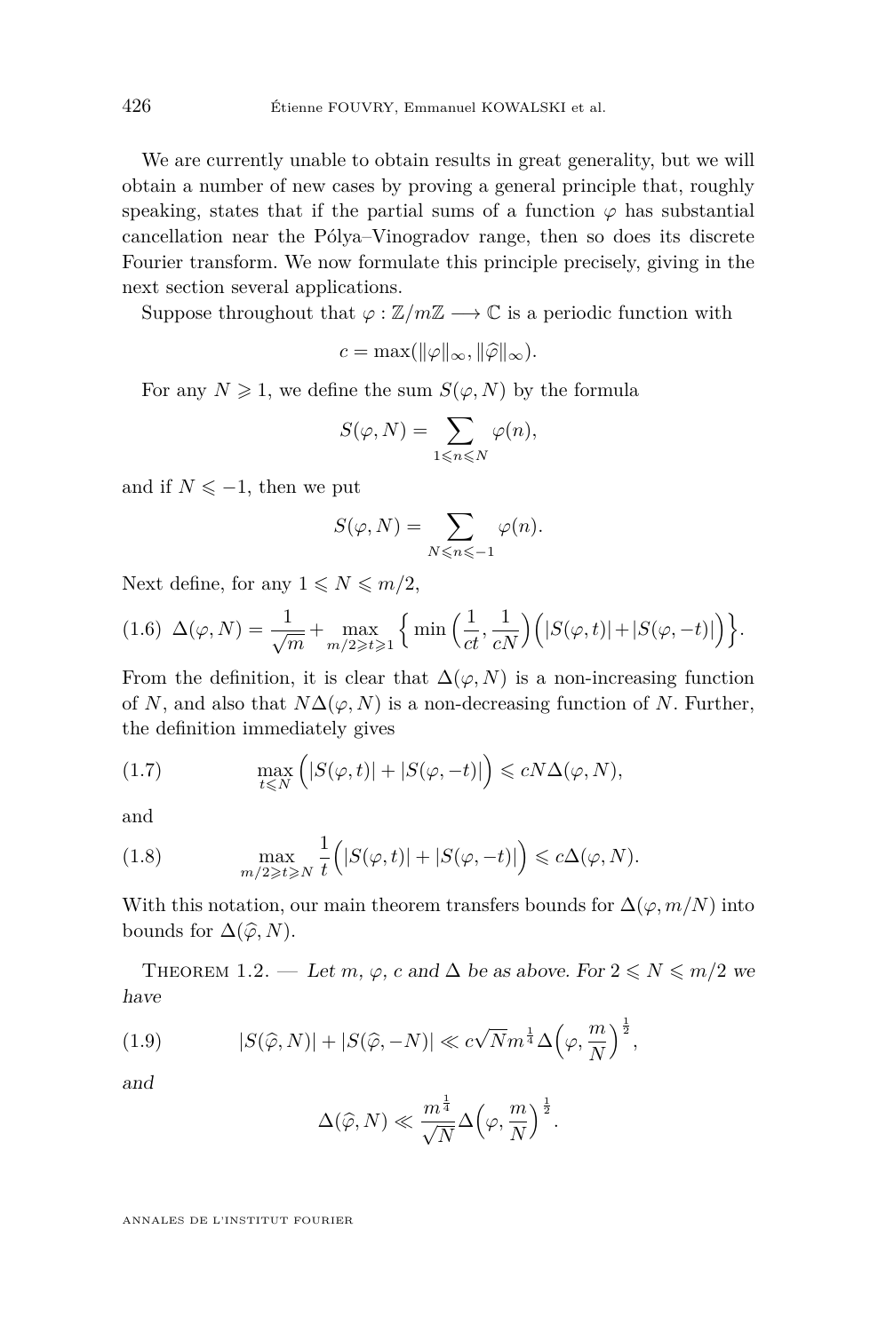We are currently unable to obtain results in great generality, but we will obtain a number of new cases by proving a general principle that, roughly speaking, states that if the partial sums of a function $\varphi$ has substantial cancellation near the Pólya–Vinogradov range, then so does its discrete Fourier transform. We now formulate this principle precisely, giving in the next section several applications.

Suppose throughout that $\varphi : \mathbb{Z}/m\mathbb{Z} \longrightarrow \mathbb{C}$ is a periodic function with

$$c = \max(\|\varphi\|_\infty, \|\widehat{\varphi}\|_\infty).$$

For any $N \geqslant 1$, we define the sum $S(\varphi, N)$ by the formula

$$S(\varphi, N) = \sum_{1 \leqslant n \leqslant N} \varphi(n),$$

and if $N \leqslant -1$, then we put

$$S(\varphi, N) = \sum_{N \leqslant n \leqslant -1} \varphi(n).$$

Next define, for any $1 \leqslant N \leqslant m/2$,

$$\Delta(\varphi, N) = \frac{1}{\sqrt{m}} + \max_{m/2 \geqslant t \geqslant 1} \Big\{ \min\Big(\frac{1}{ct}, \frac{1}{cN}\Big)\Big(|S(\varphi, t)| + |S(\varphi, -t)|\Big)\Big\}. \tag{1.6}$$

From the definition, it is clear that $\Delta(\varphi, N)$ is a non-increasing function of $N$, and also that $N\Delta(\varphi, N)$ is a non-decreasing function of $N$. Further, the definition immediately gives

$$\max_{t \leqslant N} \Big(|S(\varphi, t)| + |S(\varphi, -t)|\Big) \leqslant cN\Delta(\varphi, N), \tag{1.7}$$

and

$$\max_{m/2 \geqslant t \geqslant N} \frac{1}{t}\Big(|S(\varphi, t)| + |S(\varphi, -t)|\Big) \leqslant c\Delta(\varphi, N). \tag{1.8}$$

With this notation, our main theorem transfers bounds for $\Delta(\varphi, m/N)$ into bounds for $\Delta(\widehat{\varphi}, N)$.

Theorem 1.2. — *Let $m$, $\varphi$, $c$ and $\Delta$ be as above. For $2 \leqslant N \leqslant m/2$ we have*

$$|S(\widehat{\varphi}, N)| + |S(\widehat{\varphi}, -N)| \ll c\sqrt{N} m^{\frac{1}{4}} \Delta\Big(\varphi, \frac{m}{N}\Big)^{\frac{1}{2}}, \tag{1.9}$$

*and*

$$\Delta(\widehat{\varphi}, N) \ll \frac{m^{\frac{1}{4}}}{\sqrt{N}} \Delta\Big(\varphi, \frac{m}{N}\Big)^{\frac{1}{2}}.$$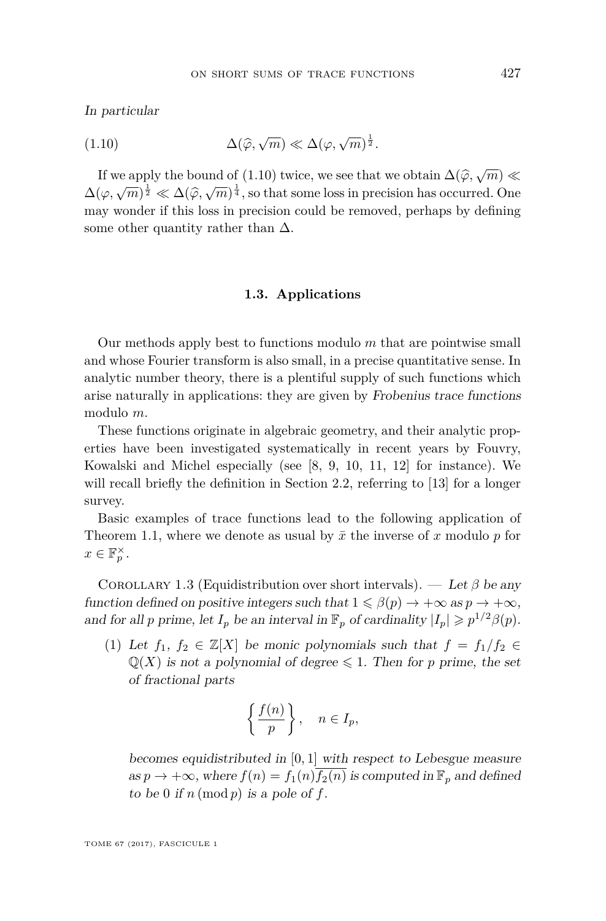*In particular*

$$\Delta(\widehat{\varphi}, \sqrt{m}) \ll \Delta(\varphi, \sqrt{m})^{\frac{1}{2}}. \tag{1.10}$$

If we apply the bound of (1.10) twice, we see that we obtain $\Delta(\widehat{\varphi}, \sqrt{m}) \ll \Delta(\varphi, \sqrt{m})^{\frac{1}{2}} \ll \Delta(\widehat{\varphi}, \sqrt{m})^{\frac{1}{4}}$, so that some loss in precision has occurred. One may wonder if this loss in precision could be removed, perhaps by defining some other quantity rather than $\Delta$.

### 1.3. Applications

Our methods apply best to functions modulo $m$ that are pointwise small and whose Fourier transform is also small, in a precise quantitative sense. In analytic number theory, there is a plentiful supply of such functions which arise naturally in applications: they are given by *Frobenius trace functions* modulo $m$.

These functions originate in algebraic geometry, and their analytic properties have been investigated systematically in recent years by Fouvry, Kowalski and Michel especially (see [8, 9, 10, 11, 12] for instance). We will recall briefly the definition in Section 2.2, referring to [13] for a longer survey.

Basic examples of trace functions lead to the following application of Theorem 1.1, where we denote as usual by $\bar{x}$ the inverse of $x$ modulo $p$ for $x \in \mathbb{F}_p^\times$.

Corollary 1.3 (Equidistribution over short intervals). — *Let $\beta$ be any function defined on positive integers such that $1 \leqslant \beta(p) \to +\infty$ as $p \to +\infty$, and for all $p$ prime, let $I_p$ be an interval in $\mathbb{F}_p$ of cardinality $|I_p| \geqslant p^{1/2}\beta(p)$.*

(1) *Let $f_1, f_2 \in \mathbb{Z}[X]$ be monic polynomials such that $f = f_1/f_2 \in \mathbb{Q}(X)$ is not a polynomial of degree $\leqslant 1$. Then for $p$ prime, the set of fractional parts*

$$\left\{ \frac{f(n)}{p} \right\}, \quad n \in I_p,$$

*becomes equidistributed in $[0, 1]$ with respect to Lebesgue measure as $p \to +\infty$, where $f(n) = f_1(n)\overline{f_2(n)}$ is computed in $\mathbb{F}_p$ and defined to be $0$ if $n \pmod p$ is a pole of $f$.*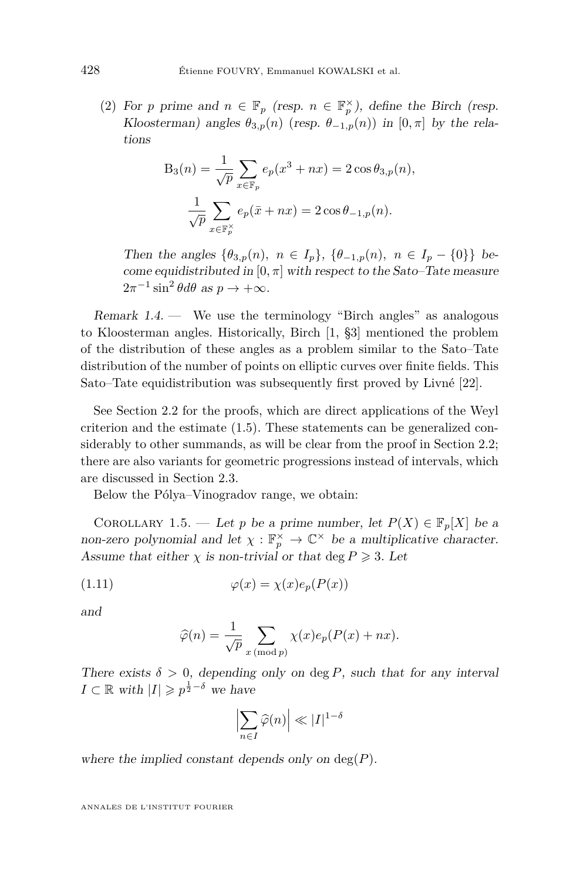(2) *For $p$ prime and $n \in \mathbb{F}_p$ (resp. $n \in \mathbb{F}_p^\times$), define the Birch (resp. Kloosterman) angles $\theta_{3,p}(n)$ (resp. $\theta_{-1,p}(n)$) in $[0,\pi]$ by the relations*

$$\mathrm{B}_3(n) = \frac{1}{\sqrt{p}} \sum_{x \in \mathbb{F}_p} e_p(x^3 + nx) = 2\cos\theta_{3,p}(n),$$

$$\frac{1}{\sqrt{p}} \sum_{x \in \mathbb{F}_p^\times} e_p(\bar{x} + nx) = 2\cos\theta_{-1,p}(n).$$

*Then the angles $\{\theta_{3,p}(n),\ n \in I_p\}$, $\{\theta_{-1,p}(n),\ n \in I_p - \{0\}\}$ become equidistributed in $[0,\pi]$ with respect to the Sato–Tate measure $2\pi^{-1}\sin^2\theta d\theta$ as $p \to +\infty$.*

*Remark 1.4.* — We use the terminology "Birch angles" as analogous to Kloosterman angles. Historically, Birch [1, §3] mentioned the problem of the distribution of these angles as a problem similar to the Sato–Tate distribution of the number of points on elliptic curves over finite fields. This Sato–Tate equidistribution was subsequently first proved by Livné [22].

See Section 2.2 for the proofs, which are direct applications of the Weyl criterion and the estimate (1.5). These statements can be generalized considerably to other summands, as will be clear from the proof in Section 2.2; there are also variants for geometric progressions instead of intervals, which are discussed in Section 2.3.

Below the Pólya–Vinogradov range, we obtain:

Corollary 1.5. — *Let $p$ be a prime number, let $P(X) \in \mathbb{F}_p[X]$ be a non-zero polynomial and let $\chi : \mathbb{F}_p^\times \to \mathbb{C}^\times$ be a multiplicative character. Assume that either $\chi$ is non-trivial or that $\deg P \geqslant 3$. Let*

$$\varphi(x) = \chi(x) e_p(P(x)) \tag{1.11}$$

*and*

$$\widehat{\varphi}(n) = \frac{1}{\sqrt{p}} \sum_{x \,(\mathrm{mod}\, p)} \chi(x) e_p(P(x) + nx).$$

*There exists $\delta > 0$, depending only on $\deg P$, such that for any interval $I \subset \mathbb{R}$ with $|I| \geqslant p^{\frac{1}{2}-\delta}$ we have*

$$\Big| \sum_{n \in I} \widehat{\varphi}(n) \Big| \ll |I|^{1-\delta}$$

*where the implied constant depends only on $\deg(P)$.*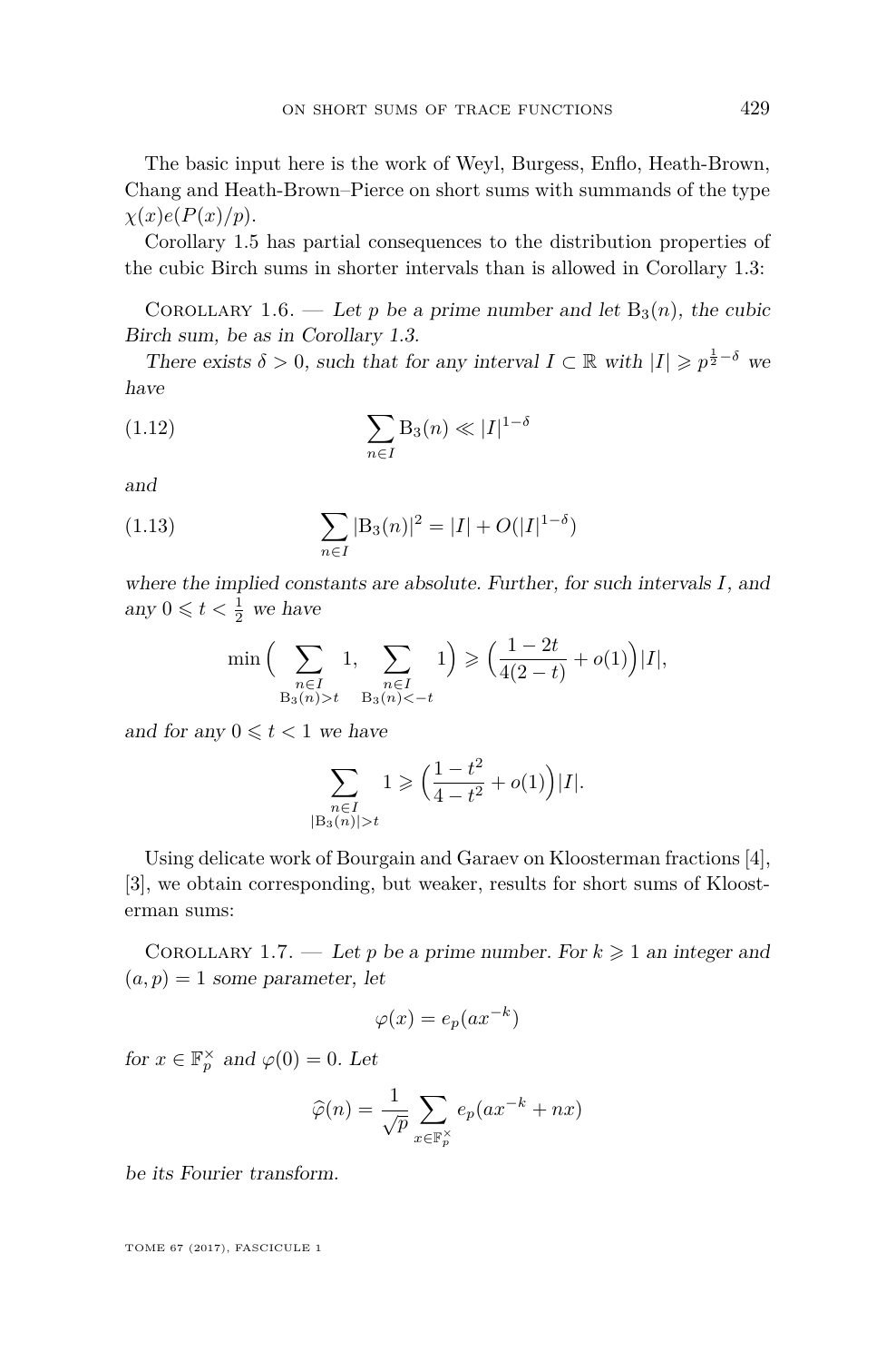The basic input here is the work of Weyl, Burgess, Enflo, Heath-Brown, Chang and Heath-Brown–Pierce on short sums with summands of the type $\chi(x)e(P(x)/p)$.

Corollary 1.5 has partial consequences to the distribution properties of the cubic Birch sums in shorter intervals than is allowed in Corollary 1.3:

Corollary 1.6. — *Let $p$ be a prime number and let $\mathrm{B}_3(n)$, the cubic Birch sum, be as in Corollary 1.3.*

*There exists $\delta > 0$, such that for any interval $I \subset \mathbb{R}$ with $|I| \geqslant p^{\frac{1}{2}-\delta}$ we have*

$$\sum_{n\in I} \mathrm{B}_3(n) \ll |I|^{1-\delta} \tag{1.12}$$

*and*

$$\sum_{n\in I} |\mathrm{B}_3(n)|^2 = |I| + O(|I|^{1-\delta}) \tag{1.13}$$

*where the implied constants are absolute. Further, for such intervals $I$, and any $0 \leqslant t < \frac{1}{2}$ we have*

$$\min\Big(\sum_{\substack{n\in I\\ \mathrm{B}_3(n)>t}} 1, \sum_{\substack{n\in I\\ \mathrm{B}_3(n)<-t}} 1\Big) \geqslant \Big(\frac{1-2t}{4(2-t)} + o(1)\Big)|I|,$$

*and for any $0 \leqslant t < 1$ we have*

$$\sum_{\substack{n\in I\\ |\mathrm{B}_3(n)|>t}} 1 \geqslant \Big(\frac{1-t^2}{4-t^2} + o(1)\Big)|I|.$$

Using delicate work of Bourgain and Garaev on Kloosterman fractions [4], [3], we obtain corresponding, but weaker, results for short sums of Kloosterman sums:

Corollary 1.7. — *Let $p$ be a prime number. For $k \geqslant 1$ an integer and $(a,p) = 1$ some parameter, let*

$$\varphi(x) = e_p(ax^{-k})$$

*for $x \in \mathbb{F}_p^\times$ and $\varphi(0) = 0$. Let*

$$\widehat{\varphi}(n) = \frac{1}{\sqrt{p}} \sum_{x\in\mathbb{F}_p^\times} e_p(ax^{-k} + nx)$$

*be its Fourier transform.*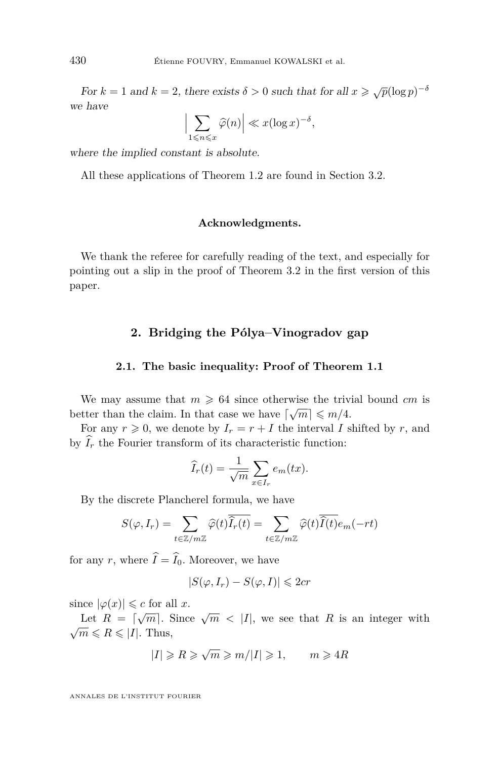*For $k = 1$ and $k = 2$, there exists $\delta > 0$ such that for all $x \geqslant \sqrt{p}(\log p)^{-\delta}$ we have*

$$\Big| \sum_{1 \leqslant n \leqslant x} \widehat{\varphi}(n) \Big| \ll x(\log x)^{-\delta},$$

*where the implied constant is absolute.*

All these applications of Theorem 1.2 are found in Section 3.2.

**Acknowledgments.**

We thank the referee for carefully reading of the text, and especially for pointing out a slip in the proof of Theorem 3.2 in the first version of this paper.

## 2. Bridging the Pólya–Vinogradov gap

### 2.1. The basic inequality: Proof of Theorem 1.1

We may assume that $m \geqslant 64$ since otherwise the trivial bound $cm$ is better than the claim. In that case we have $\lceil \sqrt{m} \rceil \leqslant m/4$.

For any $r \geqslant 0$, we denote by $I_r = r + I$ the interval $I$ shifted by $r$, and by $\widehat{I}_r$ the Fourier transform of its characteristic function:

$$\widehat{I}_r(t) = \frac{1}{\sqrt{m}} \sum_{x \in I_r} e_m(tx).$$

By the discrete Plancherel formula, we have

$$S(\varphi, I_r) = \sum_{t \in \mathbb{Z}/m\mathbb{Z}} \widehat{\varphi}(t)\overline{\widehat{I}_r(t)} = \sum_{t \in \mathbb{Z}/m\mathbb{Z}} \widehat{\varphi}(t)\overline{\widehat{I}(t)} e_m(-rt)$$

for any $r$, where $\widehat{I} = \widehat{I}_0$. Moreover, we have

$$|S(\varphi, I_r) - S(\varphi, I)| \leqslant 2cr$$

since $|\varphi(x)| \leqslant c$ for all $x$.

Let $R = \lceil \sqrt{m} \rceil$. Since $\sqrt{m} < |I|$, we see that $R$ is an integer with $\sqrt{m} \leqslant R \leqslant |I|$. Thus,

$$|I| \geqslant R \geqslant \sqrt{m} \geqslant m/|I| \geqslant 1, \qquad m \geqslant 4R$$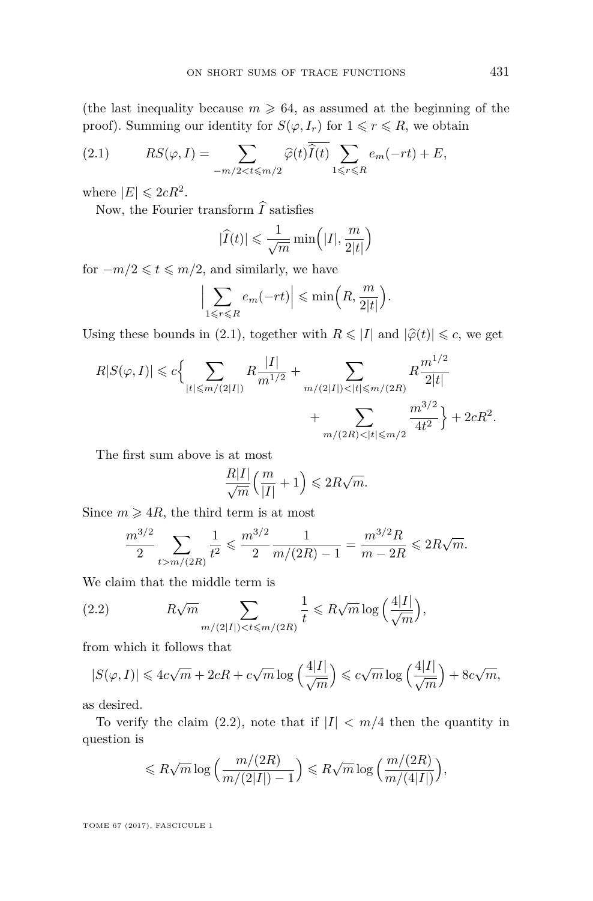(the last inequality because $m \geqslant 64$, as assumed at the beginning of the proof). Summing our identity for $S(\varphi, I_r)$ for $1 \leqslant r \leqslant R$, we obtain

$$RS(\varphi, I) = \sum_{-m/2 < t \leqslant m/2} \widehat{\varphi}(t)\overline{\widehat{I}(t)} \sum_{1 \leqslant r \leqslant R} e_m(-rt) + E, \tag{2.1}$$

where $|E| \leqslant 2cR^2$.

Now, the Fourier transform $\widehat{I}$ satisfies

$$|\widehat{I}(t)| \leqslant \frac{1}{\sqrt{m}} \min\Big(|I|, \frac{m}{2|t|}\Big)$$

for $-m/2 \leqslant t \leqslant m/2$, and similarly, we have

$$\Big|\sum_{1 \leqslant r \leqslant R} e_m(-rt)\Big| \leqslant \min\Big(R, \frac{m}{2|t|}\Big).$$

Using these bounds in (2.1), together with $R \leqslant |I|$ and $|\widehat{\varphi}(t)| \leqslant c$, we get

$$R|S(\varphi, I)| \leqslant c\Big\{\sum_{|t| \leqslant m/(2|I|)} R\frac{|I|}{m^{1/2}} + \sum_{m/(2|I|) < |t| \leqslant m/(2R)} R\frac{m^{1/2}}{2|t|} + \sum_{m/(2R) < |t| \leqslant m/2} \frac{m^{3/2}}{4t^2}\Big\} + 2cR^2.$$

The first sum above is at most

$$\frac{R|I|}{\sqrt{m}}\Big(\frac{m}{|I|} + 1\Big) \leqslant 2R\sqrt{m}.$$

Since $m \geqslant 4R$, the third term is at most

$$\frac{m^{3/2}}{2} \sum_{t > m/(2R)} \frac{1}{t^2} \leqslant \frac{m^{3/2}}{2} \frac{1}{m/(2R) - 1} = \frac{m^{3/2}R}{m - 2R} \leqslant 2R\sqrt{m}.$$

We claim that the middle term is

$$R\sqrt{m} \sum_{m/(2|I|) < t \leqslant m/(2R)} \frac{1}{t} \leqslant R\sqrt{m} \log\Big(\frac{4|I|}{\sqrt{m}}\Big), \tag{2.2}$$

from which it follows that

$$|S(\varphi, I)| \leqslant 4c\sqrt{m} + 2cR + c\sqrt{m} \log\Big(\frac{4|I|}{\sqrt{m}}\Big) \leqslant c\sqrt{m} \log\Big(\frac{4|I|}{\sqrt{m}}\Big) + 8c\sqrt{m},$$

as desired.

To verify the claim (2.2), note that if $|I| < m/4$ then the quantity in question is

$$\leqslant R\sqrt{m} \log\Big(\frac{m/(2R)}{m/(2|I|) - 1}\Big) \leqslant R\sqrt{m} \log\Big(\frac{m/(2R)}{m/(4|I|)}\Big),$$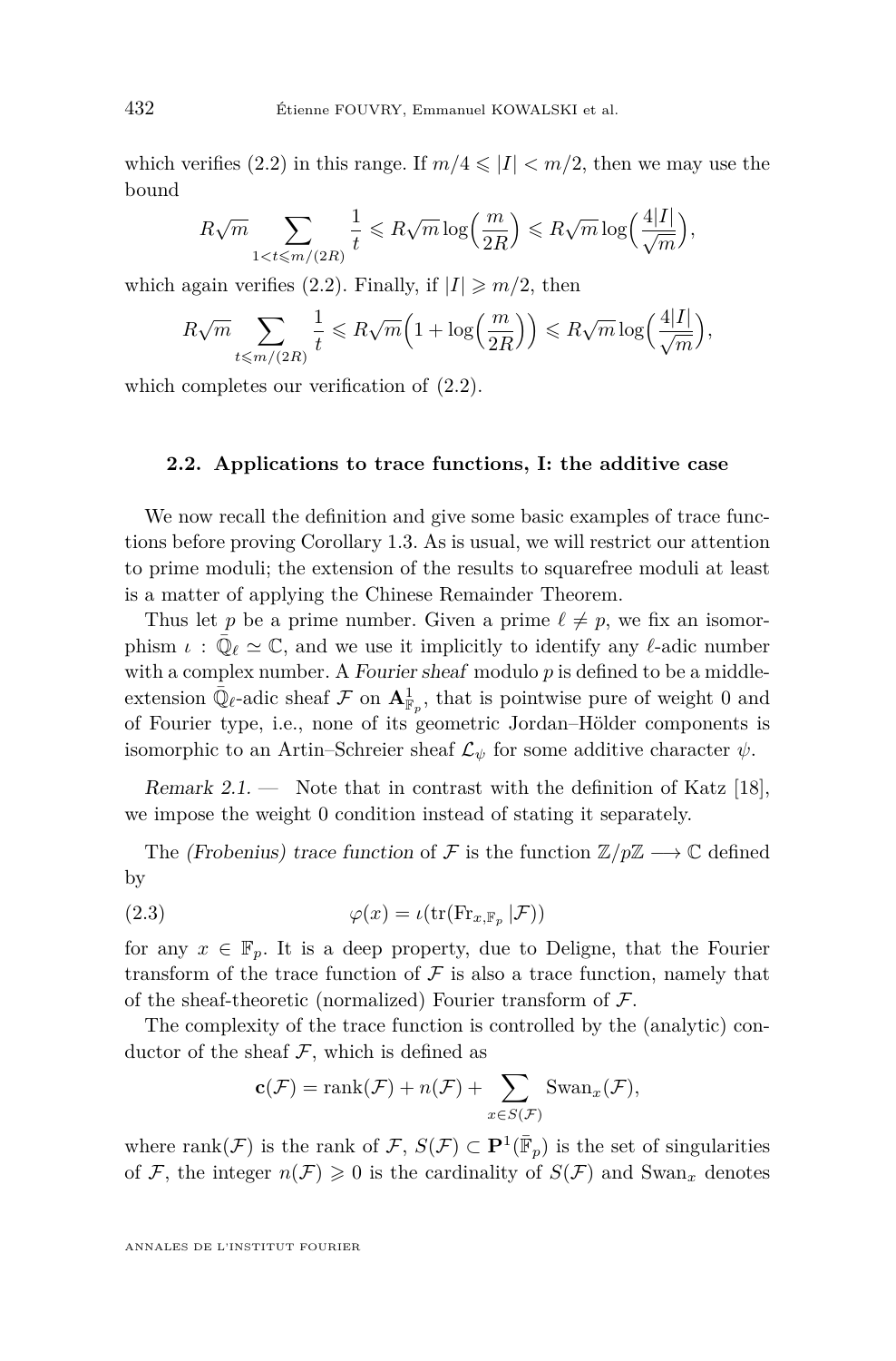which verifies (2.2) in this range. If $m/4 \leqslant |I| < m/2$, then we may use the bound

$$R\sqrt{m}\sum_{1<t\leqslant m/(2R)}\frac{1}{t}\leqslant R\sqrt{m}\log\Big(\frac{m}{2R}\Big)\leqslant R\sqrt{m}\log\Big(\frac{4|I|}{\sqrt{m}}\Big),$$

which again verifies (2.2). Finally, if $|I| \geqslant m/2$, then

$$R\sqrt{m}\sum_{t\leqslant m/(2R)}\frac{1}{t}\leqslant R\sqrt{m}\Big(1+\log\Big(\frac{m}{2R}\Big)\Big)\leqslant R\sqrt{m}\log\Big(\frac{4|I|}{\sqrt{m}}\Big),$$

which completes our verification of (2.2).

### 2.2. Applications to trace functions, I: the additive case

We now recall the definition and give some basic examples of trace functions before proving Corollary 1.3. As is usual, we will restrict our attention to prime moduli; the extension of the results to squarefree moduli at least is a matter of applying the Chinese Remainder Theorem.

Thus let $p$ be a prime number. Given a prime $\ell \neq p$, we fix an isomorphism $\iota : \bar{\mathbb{Q}}_\ell \simeq \mathbb{C}$, and we use it implicitly to identify any $\ell$-adic number with a complex number. A *Fourier sheaf* modulo $p$ is defined to be a middle-extension $\bar{\mathbb{Q}}_\ell$-adic sheaf $\mathcal{F}$ on $\mathbf{A}^1_{\mathbb{F}_p}$, that is pointwise pure of weight 0 and of Fourier type, i.e., none of its geometric Jordan–Hölder components is isomorphic to an Artin–Schreier sheaf $\mathcal{L}_\psi$ for some additive character $\psi$.

*Remark 2.1.* — Note that in contrast with the definition of Katz [18], we impose the weight 0 condition instead of stating it separately.

The *(Frobenius) trace function* of $\mathcal{F}$ is the function $\mathbb{Z}/p\mathbb{Z} \longrightarrow \mathbb{C}$ defined by

$$\varphi(x) = \iota(\operatorname{tr}(\operatorname{Fr}_{x,\mathbb{F}_p} | \mathcal{F})) \tag{2.3}$$

for any $x \in \mathbb{F}_p$. It is a deep property, due to Deligne, that the Fourier transform of the trace function of $\mathcal{F}$ is also a trace function, namely that of the sheaf-theoretic (normalized) Fourier transform of $\mathcal{F}$.

The complexity of the trace function is controlled by the (analytic) conductor of the sheaf $\mathcal{F}$, which is defined as

$$\mathbf{c}(\mathcal{F}) = \operatorname{rank}(\mathcal{F}) + n(\mathcal{F}) + \sum_{x\in S(\mathcal{F})}\operatorname{Swan}_x(\mathcal{F}),$$

where $\operatorname{rank}(\mathcal{F})$ is the rank of $\mathcal{F}$, $S(\mathcal{F}) \subset \mathbf{P}^1(\bar{\mathbb{F}}_p)$ is the set of singularities of $\mathcal{F}$, the integer $n(\mathcal{F}) \geqslant 0$ is the cardinality of $S(\mathcal{F})$ and $\operatorname{Swan}_x$ denotes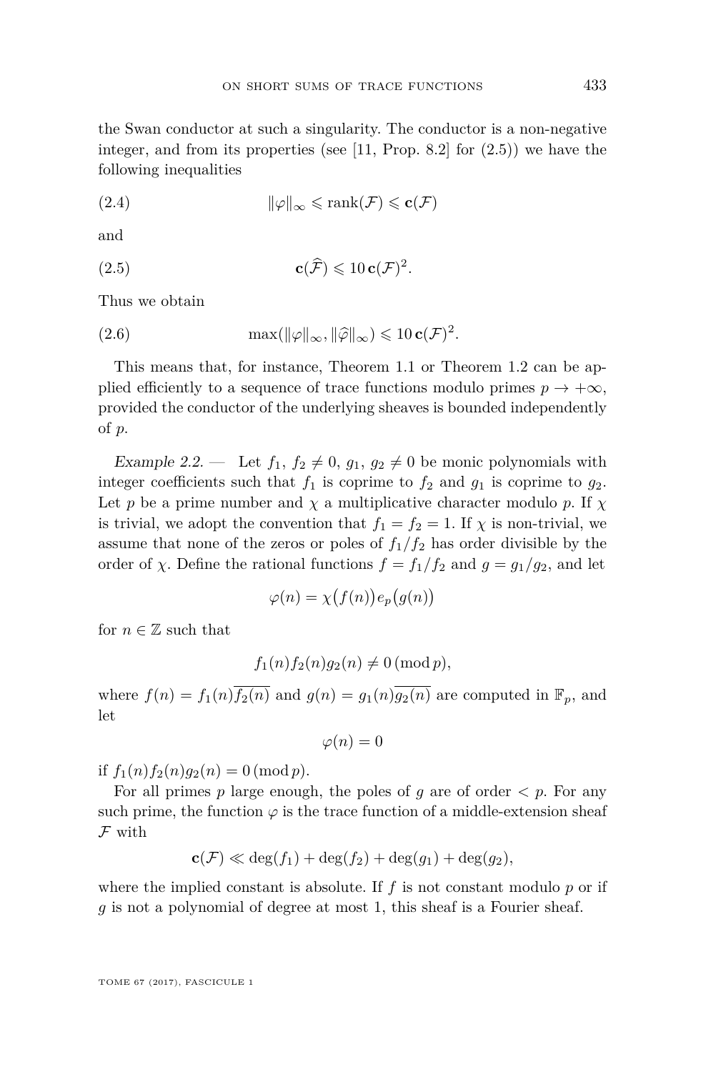the Swan conductor at such a singularity. The conductor is a non-negative integer, and from its properties (see [11, Prop. 8.2] for (2.5)) we have the following inequalities

$$\|\varphi\|_\infty \leqslant \operatorname{rank}(\mathcal{F}) \leqslant \mathbf{c}(\mathcal{F}) \tag{2.4}$$

and

$$\mathbf{c}(\widehat{\mathcal{F}}) \leqslant 10\,\mathbf{c}(\mathcal{F})^2. \tag{2.5}$$

Thus we obtain

$$\max(\|\varphi\|_\infty, \|\widehat{\varphi}\|_\infty) \leqslant 10\,\mathbf{c}(\mathcal{F})^2. \tag{2.6}$$

This means that, for instance, Theorem 1.1 or Theorem 1.2 can be applied efficiently to a sequence of trace functions modulo primes $p \to +\infty$, provided the conductor of the underlying sheaves is bounded independently of $p$.

*Example 2.2.* — Let $f_1$, $f_2 \neq 0$, $g_1$, $g_2 \neq 0$ be monic polynomials with integer coefficients such that $f_1$ is coprime to $f_2$ and $g_1$ is coprime to $g_2$. Let $p$ be a prime number and $\chi$ a multiplicative character modulo $p$. If $\chi$ is trivial, we adopt the convention that $f_1 = f_2 = 1$. If $\chi$ is non-trivial, we assume that none of the zeros or poles of $f_1/f_2$ has order divisible by the order of $\chi$. Define the rational functions $f = f_1/f_2$ and $g = g_1/g_2$, and let

$$\varphi(n) = \chi\big(f(n)\big)e_p\big(g(n)\big)$$

for $n \in \mathbb{Z}$ such that

$$f_1(n)f_2(n)g_2(n) \neq 0 \pmod p,$$

where $f(n) = f_1(n)\overline{f_2(n)}$ and $g(n) = g_1(n)\overline{g_2(n)}$ are computed in $\mathbb{F}_p$, and let

$$\varphi(n) = 0$$

if $f_1(n)f_2(n)g_2(n) = 0 \pmod p$.

For all primes $p$ large enough, the poles of $g$ are of order $< p$. For any such prime, the function $\varphi$ is the trace function of a middle-extension sheaf $\mathcal{F}$ with

$$\mathbf{c}(\mathcal{F}) \ll \deg(f_1) + \deg(f_2) + \deg(g_1) + \deg(g_2),$$

where the implied constant is absolute. If $f$ is not constant modulo $p$ or if $g$ is not a polynomial of degree at most 1, this sheaf is a Fourier sheaf.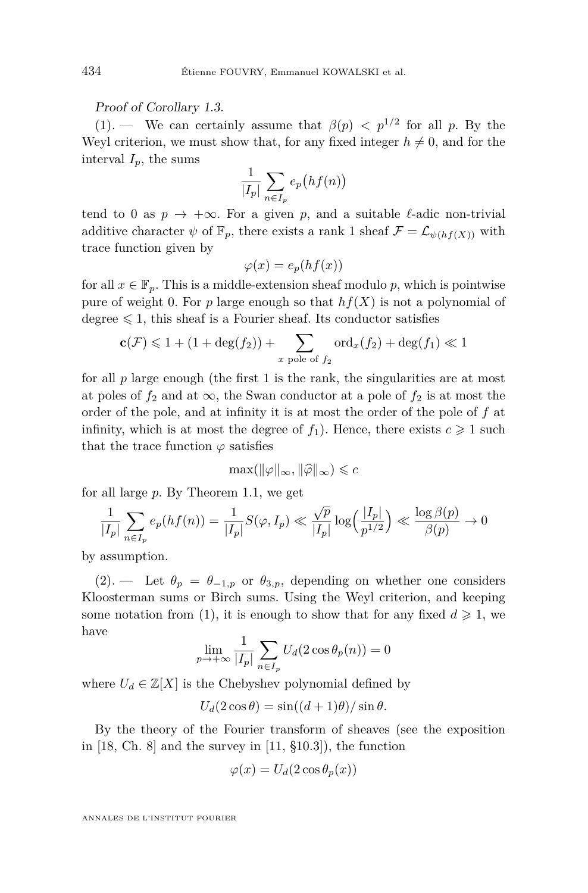*Proof of Corollary 1.3.*

(1). — We can certainly assume that $\beta(p) < p^{1/2}$ for all $p$. By the Weyl criterion, we must show that, for any fixed integer $h \neq 0$, and for the interval $I_p$, the sums

$$\frac{1}{|I_p|}\sum_{n\in I_p} e_p\big(hf(n)\big)$$

tend to 0 as $p \to +\infty$. For a given $p$, and a suitable $\ell$-adic non-trivial additive character $\psi$ of $\mathbb{F}_p$, there exists a rank 1 sheaf $\mathcal{F} = \mathcal{L}_{\psi(hf(X))}$ with trace function given by

$$\varphi(x) = e_p(hf(x))$$

for all $x \in \mathbb{F}_p$. This is a middle-extension sheaf modulo $p$, which is pointwise pure of weight 0. For $p$ large enough so that $hf(X)$ is not a polynomial of degree $\leqslant 1$, this sheaf is a Fourier sheaf. Its conductor satisfies

$$\mathbf{c}(\mathcal{F}) \leqslant 1 + (1 + \deg(f_2)) + \sum_{x \text{ pole of } f_2} \mathrm{ord}_x(f_2) + \deg(f_1) \ll 1$$

for all $p$ large enough (the first 1 is the rank, the singularities are at most at poles of $f_2$ and at $\infty$, the Swan conductor at a pole of $f_2$ is at most the order of the pole, and at infinity it is at most the order of the pole of $f$ at infinity, which is at most the degree of $f_1$). Hence, there exists $c \geqslant 1$ such that the trace function $\varphi$ satisfies

$$\max(\|\varphi\|_\infty, \|\widehat{\varphi}\|_\infty) \leqslant c$$

for all large $p$. By Theorem 1.1, we get

$$\frac{1}{|I_p|}\sum_{n\in I_p} e_p(hf(n)) = \frac{1}{|I_p|}S(\varphi, I_p) \ll \frac{\sqrt{p}}{|I_p|}\log\Big(\frac{|I_p|}{p^{1/2}}\Big) \ll \frac{\log\beta(p)}{\beta(p)} \to 0$$

by assumption.

(2). — Let $\theta_p = \theta_{-1,p}$ or $\theta_{3,p}$, depending on whether one considers Kloosterman sums or Birch sums. Using the Weyl criterion, and keeping some notation from (1), it is enough to show that for any fixed $d \geqslant 1$, we have

$$\lim_{p\to+\infty} \frac{1}{|I_p|}\sum_{n\in I_p} U_d(2\cos\theta_p(n)) = 0$$

where $U_d \in \mathbb{Z}[X]$ is the Chebyshev polynomial defined by

$$U_d(2\cos\theta) = \sin((d+1)\theta)/\sin\theta.$$

By the theory of the Fourier transform of sheaves (see the exposition in [18, Ch. 8] and the survey in [11, §10.3]), the function

$$\varphi(x) = U_d(2\cos\theta_p(x))$$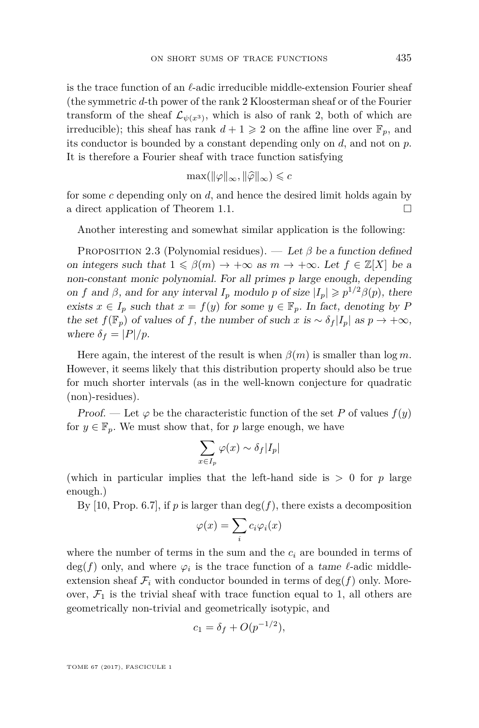is the trace function of an $\ell$-adic irreducible middle-extension Fourier sheaf (the symmetric $d$-th power of the rank 2 Kloosterman sheaf or of the Fourier transform of the sheaf $\mathcal{L}_{\psi(x^3)}$, which is also of rank 2, both of which are irreducible); this sheaf has rank $d+1 \geqslant 2$ on the affine line over $\mathbb{F}_p$, and its conductor is bounded by a constant depending only on $d$, and not on $p$. It is therefore a Fourier sheaf with trace function satisfying

$$\max(\|\varphi\|_\infty, \|\widehat{\varphi}\|_\infty) \leqslant c$$

for some $c$ depending only on $d$, and hence the desired limit holds again by a direct application of Theorem 1.1. $\square$

Another interesting and somewhat similar application is the following:

Proposition 2.3 (Polynomial residues). — *Let $\beta$ be a function defined on integers such that $1 \leqslant \beta(m) \to +\infty$ as $m \to +\infty$. Let $f \in \mathbb{Z}[X]$ be a non-constant monic polynomial. For all primes $p$ large enough, depending on $f$ and $\beta$, and for any interval $I_p$ modulo $p$ of size $|I_p| \geqslant p^{1/2}\beta(p)$, there exists $x \in I_p$ such that $x = f(y)$ for some $y \in \mathbb{F}_p$. In fact, denoting by $P$ the set $f(\mathbb{F}_p)$ of values of $f$, the number of such $x$ is $\sim \delta_f |I_p|$ as $p \to +\infty$, where $\delta_f = |P|/p$.*

Here again, the interest of the result is when $\beta(m)$ is smaller than $\log m$. However, it seems likely that this distribution property should also be true for much shorter intervals (as in the well-known conjecture for quadratic (non)-residues).

*Proof.* — Let $\varphi$ be the characteristic function of the set $P$ of values $f(y)$ for $y \in \mathbb{F}_p$. We must show that, for $p$ large enough, we have

$$\sum_{x \in I_p} \varphi(x) \sim \delta_f |I_p|$$

(which in particular implies that the left-hand side is $> 0$ for $p$ large enough.)

By [10, Prop. 6.7], if $p$ is larger than $\deg(f)$, there exists a decomposition

$$\varphi(x) = \sum_i c_i \varphi_i(x)$$

where the number of terms in the sum and the $c_i$ are bounded in terms of $\deg(f)$ only, and where $\varphi_i$ is the trace function of a *tame* $\ell$-adic middle-extension sheaf $\mathcal{F}_i$ with conductor bounded in terms of $\deg(f)$ only. Moreover, $\mathcal{F}_1$ is the trivial sheaf with trace function equal to 1, all others are geometrically non-trivial and geometrically isotypic, and

$$c_1 = \delta_f + O(p^{-1/2}),$$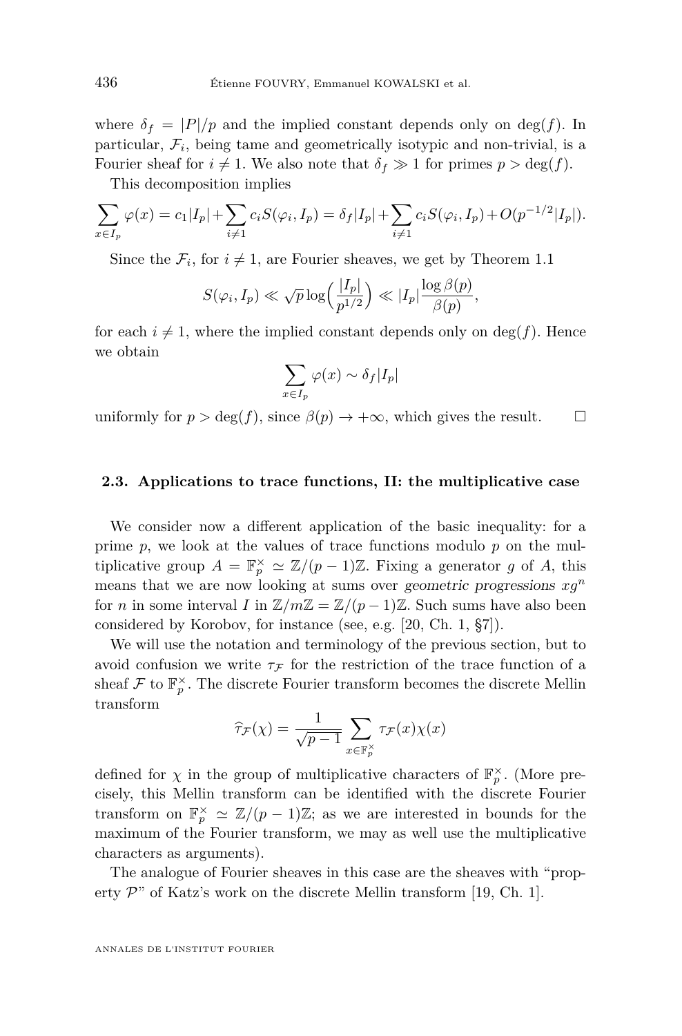where $\delta_f = |P|/p$ and the implied constant depends only on $\deg(f)$. In particular, $\mathcal{F}_i$, being tame and geometrically isotypic and non-trivial, is a Fourier sheaf for $i \neq 1$. We also note that $\delta_f \gg 1$ for primes $p > \deg(f)$.

This decomposition implies

$$\sum_{x \in I_p} \varphi(x) = c_1 |I_p| + \sum_{i \neq 1} c_i S(\varphi_i, I_p) = \delta_f |I_p| + \sum_{i \neq 1} c_i S(\varphi_i, I_p) + O(p^{-1/2} |I_p|).$$

Since the $\mathcal{F}_i$, for $i \neq 1$, are Fourier sheaves, we get by Theorem 1.1

$$S(\varphi_i, I_p) \ll \sqrt{p} \log\Big(\frac{|I_p|}{p^{1/2}}\Big) \ll |I_p| \frac{\log \beta(p)}{\beta(p)},$$

for each $i \neq 1$, where the implied constant depends only on $\deg(f)$. Hence we obtain

$$\sum_{x \in I_p} \varphi(x) \sim \delta_f |I_p|$$

uniformly for $p > \deg(f)$, since $\beta(p) \to +\infty$, which gives the result. □

### 2.3. Applications to trace functions, II: the multiplicative case

We consider now a different application of the basic inequality: for a prime $p$, we look at the values of trace functions modulo $p$ on the multiplicative group $A = \mathbb{F}_p^\times \simeq \mathbb{Z}/(p-1)\mathbb{Z}$. Fixing a generator $g$ of $A$, this means that we are now looking at sums over *geometric progressions* $xg^n$ for $n$ in some interval $I$ in $\mathbb{Z}/m\mathbb{Z} = \mathbb{Z}/(p-1)\mathbb{Z}$. Such sums have also been considered by Korobov, for instance (see, e.g. [20, Ch. 1, §7]).

We will use the notation and terminology of the previous section, but to avoid confusion we write $\tau_{\mathcal{F}}$ for the restriction of the trace function of a sheaf $\mathcal{F}$ to $\mathbb{F}_p^\times$. The discrete Fourier transform becomes the discrete Mellin transform

$$\widehat{\tau}_{\mathcal{F}}(\chi) = \frac{1}{\sqrt{p-1}} \sum_{x \in \mathbb{F}_p^\times} \tau_{\mathcal{F}}(x) \chi(x)$$

defined for $\chi$ in the group of multiplicative characters of $\mathbb{F}_p^\times$. (More precisely, this Mellin transform can be identified with the discrete Fourier transform on $\mathbb{F}_p^\times \simeq \mathbb{Z}/(p-1)\mathbb{Z}$; as we are interested in bounds for the maximum of the Fourier transform, we may as well use the multiplicative characters as arguments).

The analogue of Fourier sheaves in this case are the sheaves with "property $\mathcal{P}$" of Katz's work on the discrete Mellin transform [19, Ch. 1].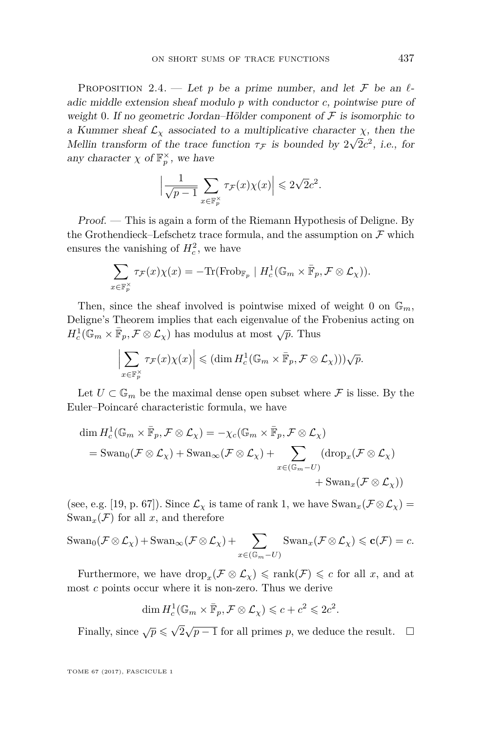Proposition 2.4. — *Let $p$ be a prime number, and let $\mathcal{F}$ be an $\ell$-adic middle extension sheaf modulo $p$ with conductor $c$, pointwise pure of weight 0. If no geometric Jordan–Hölder component of $\mathcal{F}$ is isomorphic to a Kummer sheaf $\mathcal{L}_\chi$ associated to a multiplicative character $\chi$, then the Mellin transform of the trace function $\tau_{\mathcal{F}}$ is bounded by $2\sqrt{2}c^2$, i.e., for any character $\chi$ of $\mathbb{F}_p^\times$, we have*

$$\Big| \frac{1}{\sqrt{p-1}} \sum_{x \in \mathbb{F}_p^\times} \tau_{\mathcal{F}}(x)\chi(x) \Big| \leqslant 2\sqrt{2}c^2.$$

*Proof.* — This is again a form of the Riemann Hypothesis of Deligne. By the Grothendieck–Lefschetz trace formula, and the assumption on $\mathcal{F}$ which ensures the vanishing of $H_c^2$, we have

$$\sum_{x \in \mathbb{F}_p^\times} \tau_{\mathcal{F}}(x)\chi(x) = -\mathrm{Tr}(\mathrm{Frob}_{\mathbb{F}_p} \mid H_c^1(\mathbb{G}_m \times \bar{\mathbb{F}}_p, \mathcal{F} \otimes \mathcal{L}_\chi)).$$

Then, since the sheaf involved is pointwise mixed of weight 0 on $\mathbb{G}_m$, Deligne's Theorem implies that each eigenvalue of the Frobenius acting on $H_c^1(\mathbb{G}_m \times \bar{\mathbb{F}}_p, \mathcal{F} \otimes \mathcal{L}_\chi)$ has modulus at most $\sqrt{p}$. Thus

$$\Big| \sum_{x \in \mathbb{F}_p^\times} \tau_{\mathcal{F}}(x)\chi(x) \Big| \leqslant (\dim H_c^1(\mathbb{G}_m \times \bar{\mathbb{F}}_p, \mathcal{F} \otimes \mathcal{L}_\chi)))\sqrt{p}.$$

Let $U \subset \mathbb{G}_m$ be the maximal dense open subset where $\mathcal{F}$ is lisse. By the Euler–Poincaré characteristic formula, we have

$$\begin{aligned}
\dim H_c^1(\mathbb{G}_m \times \bar{\mathbb{F}}_p, \mathcal{F} \otimes \mathcal{L}_\chi) &= -\chi_c(\mathbb{G}_m \times \bar{\mathbb{F}}_p, \mathcal{F} \otimes \mathcal{L}_\chi) \\
&= \mathrm{Swan}_0(\mathcal{F} \otimes \mathcal{L}_\chi) + \mathrm{Swan}_\infty(\mathcal{F} \otimes \mathcal{L}_\chi) + \sum_{x \in (\mathbb{G}_m - U)} (\mathrm{drop}_x(\mathcal{F} \otimes \mathcal{L}_\chi) \\
&\qquad + \mathrm{Swan}_x(\mathcal{F} \otimes \mathcal{L}_\chi))
\end{aligned}$$

(see, e.g. [19, p. 67]). Since $\mathcal{L}_\chi$ is tame of rank 1, we have $\mathrm{Swan}_x(\mathcal{F} \otimes \mathcal{L}_\chi) = \mathrm{Swan}_x(\mathcal{F})$ for all $x$, and therefore

$$\mathrm{Swan}_0(\mathcal{F} \otimes \mathcal{L}_\chi) + \mathrm{Swan}_\infty(\mathcal{F} \otimes \mathcal{L}_\chi) + \sum_{x \in (\mathbb{G}_m - U)} \mathrm{Swan}_x(\mathcal{F} \otimes \mathcal{L}_\chi) \leqslant \mathbf{c}(\mathcal{F}) = c.$$

Furthermore, we have $\mathrm{drop}_x(\mathcal{F} \otimes \mathcal{L}_\chi) \leqslant \mathrm{rank}(\mathcal{F}) \leqslant c$ for all $x$, and at most $c$ points occur where it is non-zero. Thus we derive

$$\dim H_c^1(\mathbb{G}_m \times \bar{\mathbb{F}}_p, \mathcal{F} \otimes \mathcal{L}_\chi) \leqslant c + c^2 \leqslant 2c^2.$$

Finally, since $\sqrt{p} \leqslant \sqrt{2}\sqrt{p-1}$ for all primes $p$, we deduce the result. $\square$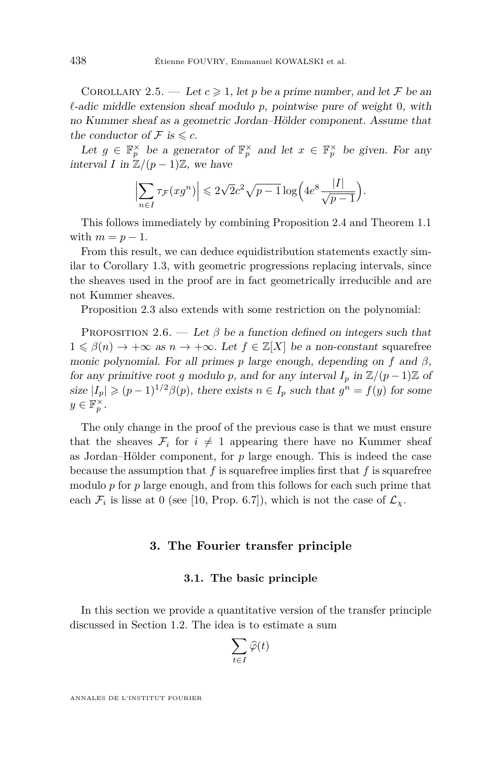Corollary 2.5. — *Let $c \geqslant 1$, let $p$ be a prime number, and let $\mathcal{F}$ be an $\ell$-adic middle extension sheaf modulo $p$, pointwise pure of weight $0$, with no Kummer sheaf as a geometric Jordan–Hölder component. Assume that the conductor of $\mathcal{F}$ is $\leqslant c$.*

*Let $g \in \mathbb{F}_p^\times$ be a generator of $\mathbb{F}_p^\times$ and let $x \in \mathbb{F}_p^\times$ be given. For any interval $I$ in $\mathbb{Z}/(p-1)\mathbb{Z}$, we have*

$$\Big|\sum_{n\in I} \tau_{\mathcal{F}}(xg^n)\Big| \leqslant 2\sqrt{2}c^2\sqrt{p-1}\log\Big(4e^8\frac{|I|}{\sqrt{p-1}}\Big).$$

This follows immediately by combining Proposition 2.4 and Theorem 1.1 with $m = p-1$.

From this result, we can deduce equidistribution statements exactly similar to Corollary 1.3, with geometric progressions replacing intervals, since the sheaves used in the proof are in fact geometrically irreducible and are not Kummer sheaves.

Proposition 2.3 also extends with some restriction on the polynomial:

Proposition 2.6. — *Let $\beta$ be a function defined on integers such that $1 \leqslant \beta(n) \to +\infty$ as $n \to +\infty$. Let $f \in \mathbb{Z}[X]$ be a non-constant* squarefree *monic polynomial. For all primes $p$ large enough, depending on $f$ and $\beta$, for any primitive root $g$ modulo $p$, and for any interval $I_p$ in $\mathbb{Z}/(p-1)\mathbb{Z}$ of size $|I_p| \geqslant (p-1)^{1/2}\beta(p)$, there exists $n \in I_p$ such that $g^n = f(y)$ for some $y \in \mathbb{F}_p^\times$.*

The only change in the proof of the previous case is that we must ensure that the sheaves $\mathcal{F}_i$ for $i \neq 1$ appearing there have no Kummer sheaf as Jordan–Hölder component, for $p$ large enough. This is indeed the case because the assumption that $f$ is squarefree implies first that $f$ is squarefree modulo $p$ for $p$ large enough, and from this follows for each such prime that each $\mathcal{F}_i$ is lisse at $0$ (see [10, Prop. 6.7]), which is not the case of $\mathcal{L}_\chi$.

## 3. The Fourier transfer principle

### 3.1. The basic principle

In this section we provide a quantitative version of the transfer principle discussed in Section 1.2. The idea is to estimate a sum

$$\sum_{t\in I} \widehat{\varphi}(t)$$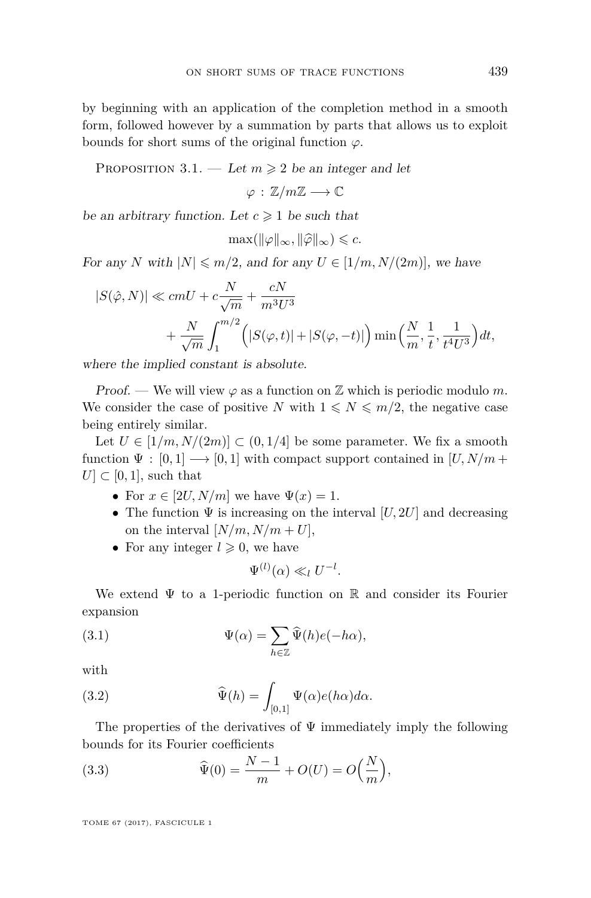by beginning with an application of the completion method in a smooth form, followed however by a summation by parts that allows us to exploit bounds for short sums of the original function $\varphi$.

Proposition 3.1. — *Let $m \geqslant 2$ be an integer and let*

$$\varphi : \mathbb{Z}/m\mathbb{Z} \longrightarrow \mathbb{C}$$

*be an arbitrary function. Let $c \geqslant 1$ be such that*

$$\max(\|\varphi\|_\infty, \|\widehat{\varphi}\|_\infty) \leqslant c.$$

*For any $N$ with $|N| \leqslant m/2$, and for any $U \in [1/m, N/(2m)]$, we have*

$$|S(\hat{\varphi}, N)| \ll cmU + c\frac{N}{\sqrt{m}} + \frac{cN}{m^3U^3} + \frac{N}{\sqrt{m}} \int_1^{m/2} \Big(|S(\varphi, t)| + |S(\varphi, -t)|\Big) \min\Big(\frac{N}{m}, \frac{1}{t}, \frac{1}{t^4U^3}\Big) dt,$$

*where the implied constant is absolute.*

*Proof.* — We will view $\varphi$ as a function on $\mathbb{Z}$ which is periodic modulo $m$. We consider the case of positive $N$ with $1 \leqslant N \leqslant m/2$, the negative case being entirely similar.

Let $U \in [1/m, N/(2m)] \subset (0, 1/4]$ be some parameter. We fix a smooth function $\Psi : [0, 1] \longrightarrow [0, 1]$ with compact support contained in $[U, N/m + U] \subset [0, 1]$, such that

- For $x \in [2U, N/m]$ we have $\Psi(x) = 1$.
- The function $\Psi$ is increasing on the interval $[U, 2U]$ and decreasing on the interval $[N/m, N/m + U]$,
- For any integer $l \geqslant 0$, we have

$$\Psi^{(l)}(\alpha) \ll_l U^{-l}.$$

We extend $\Psi$ to a 1-periodic function on $\mathbb{R}$ and consider its Fourier expansion

$$\Psi(\alpha) = \sum_{h \in \mathbb{Z}} \widehat{\Psi}(h) e(-h\alpha), \tag{3.1}$$

with

$$\widehat{\Psi}(h) = \int_{[0,1]} \Psi(\alpha) e(h\alpha) d\alpha. \tag{3.2}$$

The properties of the derivatives of $\Psi$ immediately imply the following bounds for its Fourier coefficients

$$\widehat{\Psi}(0) = \frac{N-1}{m} + O(U) = O\Big(\frac{N}{m}\Big), \tag{3.3}$$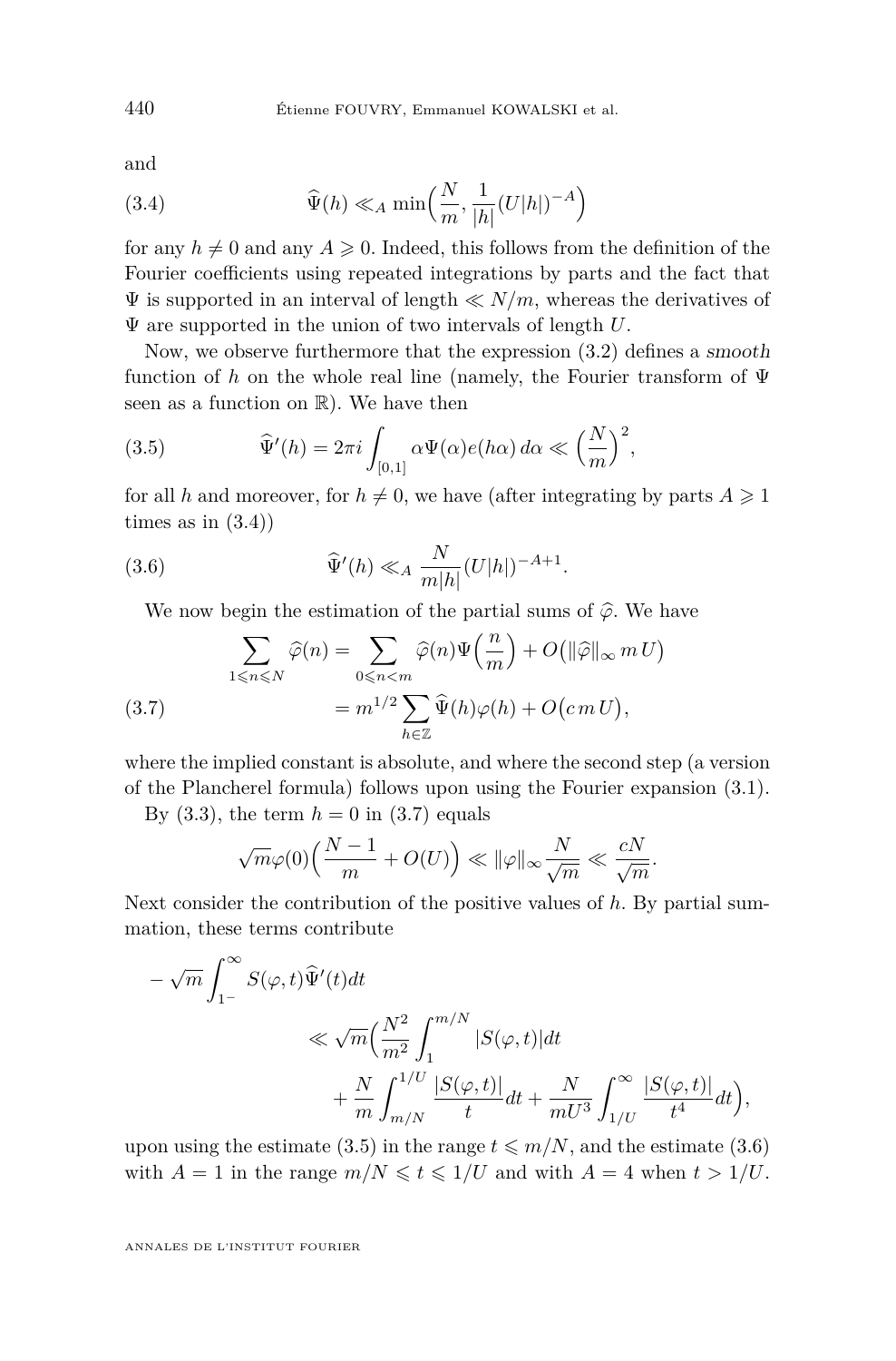and

$$\widehat{\Psi}(h) \ll_A \min\Big(\frac{N}{m}, \frac{1}{|h|}(U|h|)^{-A}\Big) \tag{3.4}$$

for any $h \neq 0$ and any $A \geqslant 0$. Indeed, this follows from the definition of the Fourier coefficients using repeated integrations by parts and the fact that $\Psi$ is supported in an interval of length $\ll N/m$, whereas the derivatives of $\Psi$ are supported in the union of two intervals of length $U$.

Now, we observe furthermore that the expression (3.2) defines a *smooth* function of $h$ on the whole real line (namely, the Fourier transform of $\Psi$ seen as a function on $\mathbb{R}$). We have then

$$\widehat{\Psi}'(h) = 2\pi i \int_{[0,1]} \alpha \Psi(\alpha) e(h\alpha)\, d\alpha \ll \Big(\frac{N}{m}\Big)^2, \tag{3.5}$$

for all $h$ and moreover, for $h \neq 0$, we have (after integrating by parts $A \geqslant 1$ times as in (3.4))

$$\widehat{\Psi}'(h) \ll_A \frac{N}{m|h|}(U|h|)^{-A+1}. \tag{3.6}$$

We now begin the estimation of the partial sums of $\widehat{\varphi}$. We have

$$\begin{aligned}
\sum_{1 \leqslant n \leqslant N} \widehat{\varphi}(n) &= \sum_{0 \leqslant n < m} \widehat{\varphi}(n) \Psi\Big(\frac{n}{m}\Big) + O\big(\|\widehat{\varphi}\|_\infty\, m\, U\big) \\
&= m^{1/2} \sum_{h \in \mathbb{Z}} \widehat{\Psi}(h) \varphi(h) + O\big(c\, m\, U\big),
\end{aligned} \tag{3.7}$$

where the implied constant is absolute, and where the second step (a version of the Plancherel formula) follows upon using the Fourier expansion (3.1).

By (3.3), the term $h = 0$ in (3.7) equals

$$\sqrt{m}\varphi(0)\Big(\frac{N-1}{m} + O(U)\Big) \ll \|\varphi\|_\infty \frac{N}{\sqrt{m}} \ll \frac{cN}{\sqrt{m}}.$$

Next consider the contribution of the positive values of $h$. By partial summation, these terms contribute

$$\begin{aligned}
-\sqrt{m}\int_{1^-}^{\infty} S(\varphi, t)\widehat{\Psi}'(t) dt \qquad&\\
\ll \sqrt{m}\Big(\frac{N^2}{m^2}\int_1^{m/N} &|S(\varphi,t)| dt \\
&+ \frac{N}{m}\int_{m/N}^{1/U} \frac{|S(\varphi,t)|}{t} dt + \frac{N}{mU^3}\int_{1/U}^{\infty} \frac{|S(\varphi,t)|}{t^4} dt\Big),
\end{aligned}$$

upon using the estimate (3.5) in the range $t \leqslant m/N$, and the estimate (3.6) with $A = 1$ in the range $m/N \leqslant t \leqslant 1/U$ and with $A = 4$ when $t > 1/U$.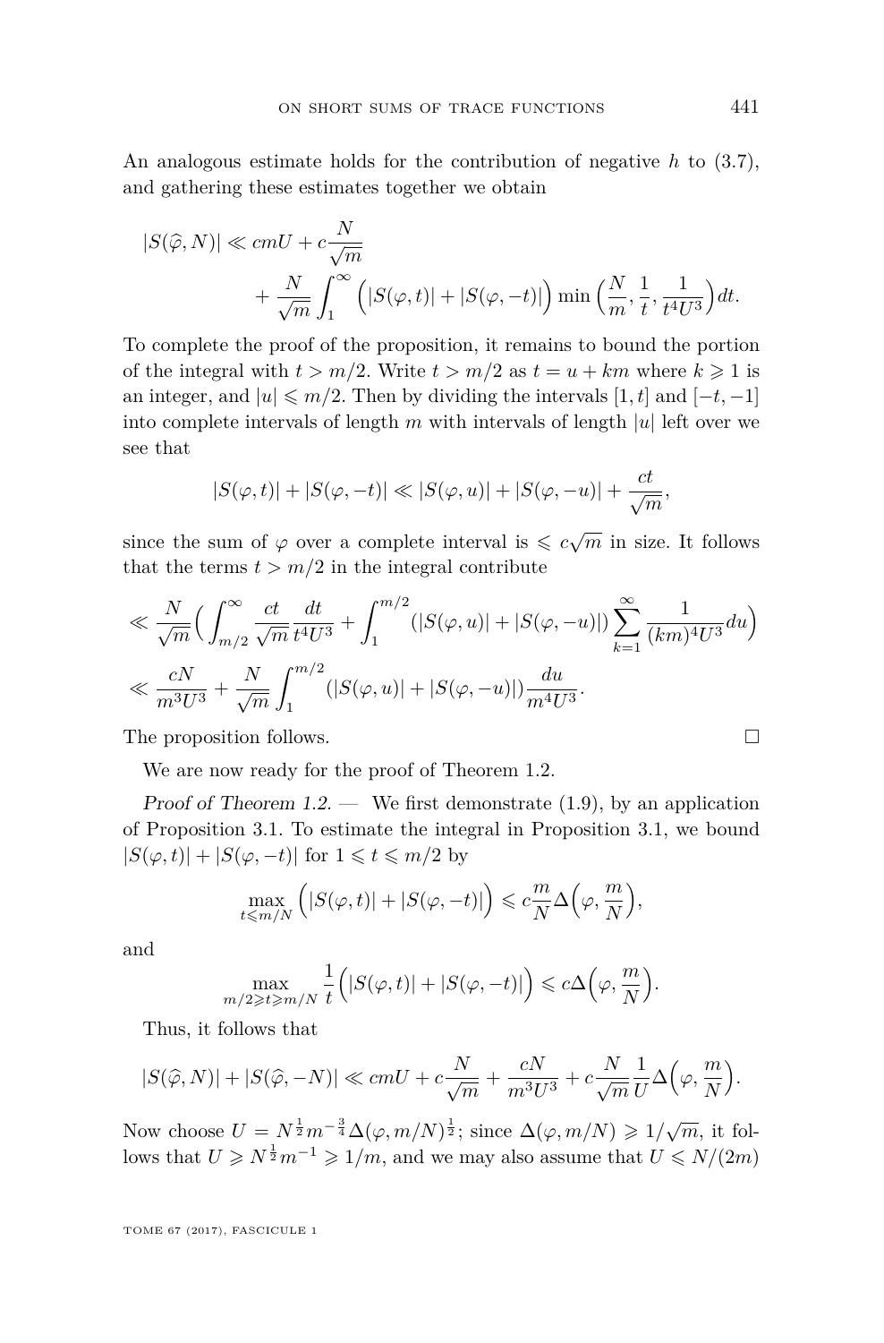An analogous estimate holds for the contribution of negative $h$ to (3.7), and gathering these estimates together we obtain

$$|S(\widehat{\varphi},N)| \ll cmU + c\frac{N}{\sqrt{m}} + \frac{N}{\sqrt{m}}\int_1^\infty \Big(|S(\varphi,t)|+|S(\varphi,-t)|\Big)\min\Big(\frac{N}{m},\frac{1}{t},\frac{1}{t^4U^3}\Big)dt.$$

To complete the proof of the proposition, it remains to bound the portion of the integral with $t > m/2$. Write $t > m/2$ as $t = u + km$ where $k \geqslant 1$ is an integer, and $|u| \leqslant m/2$. Then by dividing the intervals $[1,t]$ and $[-t,-1]$ into complete intervals of length $m$ with intervals of length $|u|$ left over we see that

$$|S(\varphi,t)|+|S(\varphi,-t)| \ll |S(\varphi,u)|+|S(\varphi,-u)| + \frac{ct}{\sqrt{m}},$$

since the sum of $\varphi$ over a complete interval is $\leqslant c\sqrt{m}$ in size. It follows that the terms $t > m/2$ in the integral contribute

$$\begin{aligned}
&\ll \frac{N}{\sqrt{m}}\Big(\int_{m/2}^\infty \frac{ct}{\sqrt{m}}\frac{dt}{t^4U^3} + \int_1^{m/2}(|S(\varphi,u)|+|S(\varphi,-u)|)\sum_{k=1}^\infty \frac{1}{(km)^4U^3}du\Big)\\
&\ll \frac{cN}{m^3U^3} + \frac{N}{\sqrt{m}}\int_1^{m/2}(|S(\varphi,u)|+|S(\varphi,-u)|)\frac{du}{m^4U^3}.
\end{aligned}$$

The proposition follows. $\square$

We are now ready for the proof of Theorem 1.2.

*Proof of Theorem 1.2.* — We first demonstrate (1.9), by an application of Proposition 3.1. To estimate the integral in Proposition 3.1, we bound $|S(\varphi,t)|+|S(\varphi,-t)|$ for $1 \leqslant t \leqslant m/2$ by

$$\max_{t\leqslant m/N}\Big(|S(\varphi,t)|+|S(\varphi,-t)|\Big) \leqslant c\frac{m}{N}\Delta\Big(\varphi,\frac{m}{N}\Big),$$

and

$$\max_{m/2\geqslant t\geqslant m/N}\frac{1}{t}\Big(|S(\varphi,t)|+|S(\varphi,-t)|\Big) \leqslant c\Delta\Big(\varphi,\frac{m}{N}\Big).$$

Thus, it follows that

$$|S(\widehat{\varphi},N)|+|S(\widehat{\varphi},-N)| \ll cmU + c\frac{N}{\sqrt{m}} + \frac{cN}{m^3U^3} + c\frac{N}{\sqrt{m}}\frac{1}{U}\Delta\Big(\varphi,\frac{m}{N}\Big).$$

Now choose $U = N^{\frac12}m^{-\frac34}\Delta(\varphi,m/N)^{\frac12}$; since $\Delta(\varphi,m/N) \geqslant 1/\sqrt{m}$, it follows that $U \geqslant N^{\frac12}m^{-1} \geqslant 1/m$, and we may also assume that $U \leqslant N/(2m)$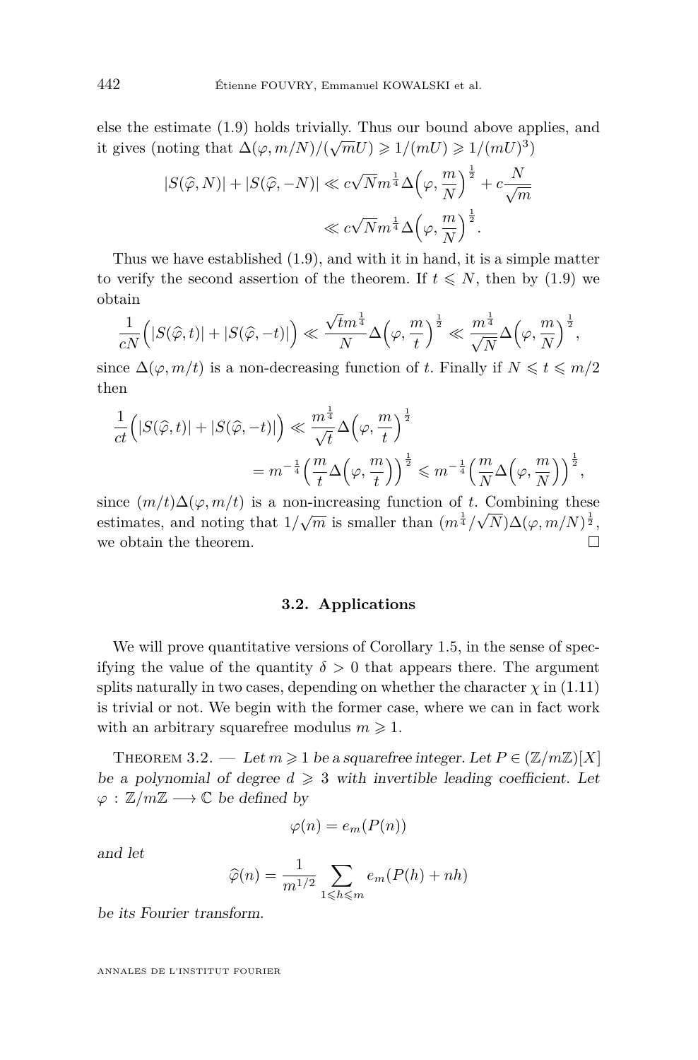else the estimate (1.9) holds trivially. Thus our bound above applies, and it gives (noting that $\Delta(\varphi, m/N)/(\sqrt{m}U) \geqslant 1/(mU) \geqslant 1/(mU)^3$)

$$
\begin{aligned}
|S(\widehat{\varphi}, N)| + |S(\widehat{\varphi}, -N)| &\ll c\sqrt{N} m^{\frac{1}{4}} \Delta\Big(\varphi, \frac{m}{N}\Big)^{\frac{1}{2}} + c\frac{N}{\sqrt{m}} \\
&\ll c\sqrt{N} m^{\frac{1}{4}} \Delta\Big(\varphi, \frac{m}{N}\Big)^{\frac{1}{2}}.
\end{aligned}
$$

Thus we have established (1.9), and with it in hand, it is a simple matter to verify the second assertion of the theorem. If $t \leqslant N$, then by (1.9) we obtain

$$
\frac{1}{cN}\Big(|S(\widehat{\varphi}, t)| + |S(\widehat{\varphi}, -t)|\Big) \ll \frac{\sqrt{t} m^{\frac{1}{4}}}{N} \Delta\Big(\varphi, \frac{m}{t}\Big)^{\frac{1}{2}} \ll \frac{m^{\frac{1}{4}}}{\sqrt{N}} \Delta\Big(\varphi, \frac{m}{N}\Big)^{\frac{1}{2}},
$$

since $\Delta(\varphi, m/t)$ is a non-decreasing function of $t$. Finally if $N \leqslant t \leqslant m/2$ then

$$
\begin{aligned}
\frac{1}{ct}\Big(|S(\widehat{\varphi}, t)| + |S(\widehat{\varphi}, -t)|\Big) &\ll \frac{m^{\frac{1}{4}}}{\sqrt{t}} \Delta\Big(\varphi, \frac{m}{t}\Big)^{\frac{1}{2}} \\
&= m^{-\frac{1}{4}}\Big(\frac{m}{t}\Delta\Big(\varphi, \frac{m}{t}\Big)\Big)^{\frac{1}{2}} \leqslant m^{-\frac{1}{4}}\Big(\frac{m}{N}\Delta\Big(\varphi, \frac{m}{N}\Big)\Big)^{\frac{1}{2}},
\end{aligned}
$$

since $(m/t)\Delta(\varphi, m/t)$ is a non-increasing function of $t$. Combining these estimates, and noting that $1/\sqrt{m}$ is smaller than $(m^{\frac{1}{4}}/\sqrt{N})\Delta(\varphi, m/N)^{\frac{1}{2}}$, we obtain the theorem. ∎

### 3.2. Applications

We will prove quantitative versions of Corollary 1.5, in the sense of specifying the value of the quantity $\delta > 0$ that appears there. The argument splits naturally in two cases, depending on whether the character $\chi$ in (1.11) is trivial or not. We begin with the former case, where we can in fact work with an arbitrary squarefree modulus $m \geqslant 1$.

Theorem 3.2. — *Let $m \geqslant 1$ be a squarefree integer. Let $P \in (\mathbb{Z}/m\mathbb{Z})[X]$ be a polynomial of degree $d \geqslant 3$ with invertible leading coefficient. Let $\varphi : \mathbb{Z}/m\mathbb{Z} \longrightarrow \mathbb{C}$ be defined by*

$$
\varphi(n) = e_m(P(n))
$$

*and let*

$$
\widehat{\varphi}(n) = \frac{1}{m^{1/2}} \sum_{1 \leqslant h \leqslant m} e_m(P(h) + nh)
$$

*be its Fourier transform.*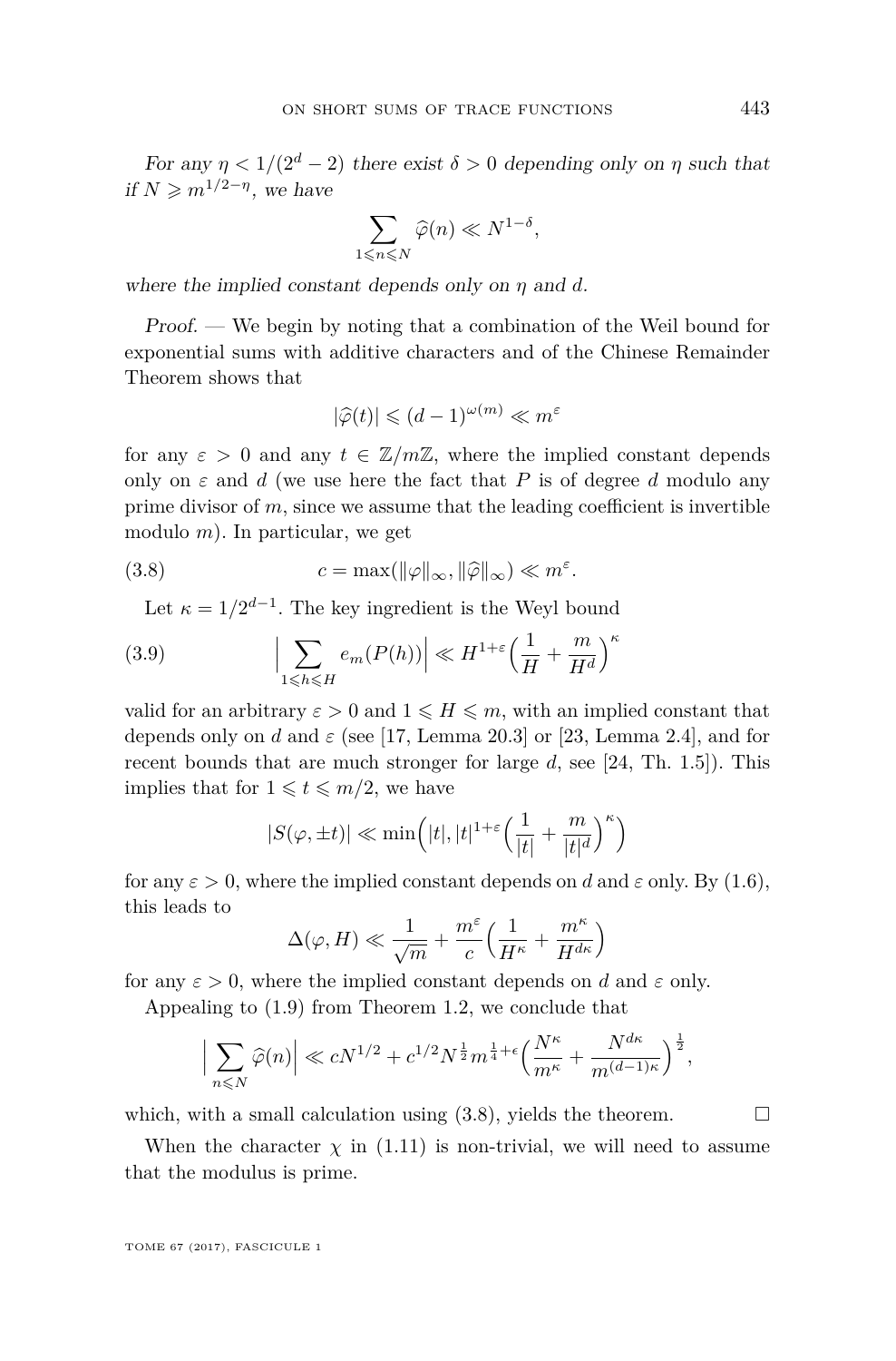*For any $\eta < 1/(2^d - 2)$ there exist $\delta > 0$ depending only on $\eta$ such that if $N \geqslant m^{1/2-\eta}$, we have*

$$\sum_{1 \leqslant n \leqslant N} \widehat{\varphi}(n) \ll N^{1-\delta},$$

*where the implied constant depends only on $\eta$ and $d$.*

*Proof.* — We begin by noting that a combination of the Weil bound for exponential sums with additive characters and of the Chinese Remainder Theorem shows that

$$|\widehat{\varphi}(t)| \leqslant (d-1)^{\omega(m)} \ll m^{\varepsilon}$$

for any $\varepsilon > 0$ and any $t \in \mathbb{Z}/m\mathbb{Z}$, where the implied constant depends only on $\varepsilon$ and $d$ (we use here the fact that $P$ is of degree $d$ modulo any prime divisor of $m$, since we assume that the leading coefficient is invertible modulo $m$). In particular, we get

$$c = \max(\|\varphi\|_\infty, \|\widehat{\varphi}\|_\infty) \ll m^{\varepsilon}. \tag{3.8}$$

Let $\kappa = 1/2^{d-1}$. The key ingredient is the Weyl bound

$$\Big|\sum_{1 \leqslant h \leqslant H} e_m(P(h))\Big| \ll H^{1+\varepsilon}\Big(\frac{1}{H} + \frac{m}{H^d}\Big)^{\kappa} \tag{3.9}$$

valid for an arbitrary $\varepsilon > 0$ and $1 \leqslant H \leqslant m$, with an implied constant that depends only on $d$ and $\varepsilon$ (see [17, Lemma 20.3] or [23, Lemma 2.4], and for recent bounds that are much stronger for large $d$, see [24, Th. 1.5]). This implies that for $1 \leqslant t \leqslant m/2$, we have

$$|S(\varphi, \pm t)| \ll \min\Big(|t|, |t|^{1+\varepsilon}\Big(\frac{1}{|t|} + \frac{m}{|t|^d}\Big)^{\kappa}\Big)$$

for any $\varepsilon > 0$, where the implied constant depends on $d$ and $\varepsilon$ only. By (1.6), this leads to

$$\Delta(\varphi, H) \ll \frac{1}{\sqrt{m}} + \frac{m^{\varepsilon}}{c}\Big(\frac{1}{H^{\kappa}} + \frac{m^{\kappa}}{H^{d\kappa}}\Big)$$

for any $\varepsilon > 0$, where the implied constant depends on $d$ and $\varepsilon$ only.

Appealing to (1.9) from Theorem 1.2, we conclude that

$$\Big|\sum_{n \leqslant N} \widehat{\varphi}(n)\Big| \ll cN^{1/2} + c^{1/2}N^{\frac{1}{2}}m^{\frac{1}{4}+\epsilon}\Big(\frac{N^{\kappa}}{m^{\kappa}} + \frac{N^{d\kappa}}{m^{(d-1)\kappa}}\Big)^{\frac{1}{2}},$$

which, with a small calculation using (3.8), yields the theorem. $\square$

When the character $\chi$ in (1.11) is non-trivial, we will need to assume that the modulus is prime.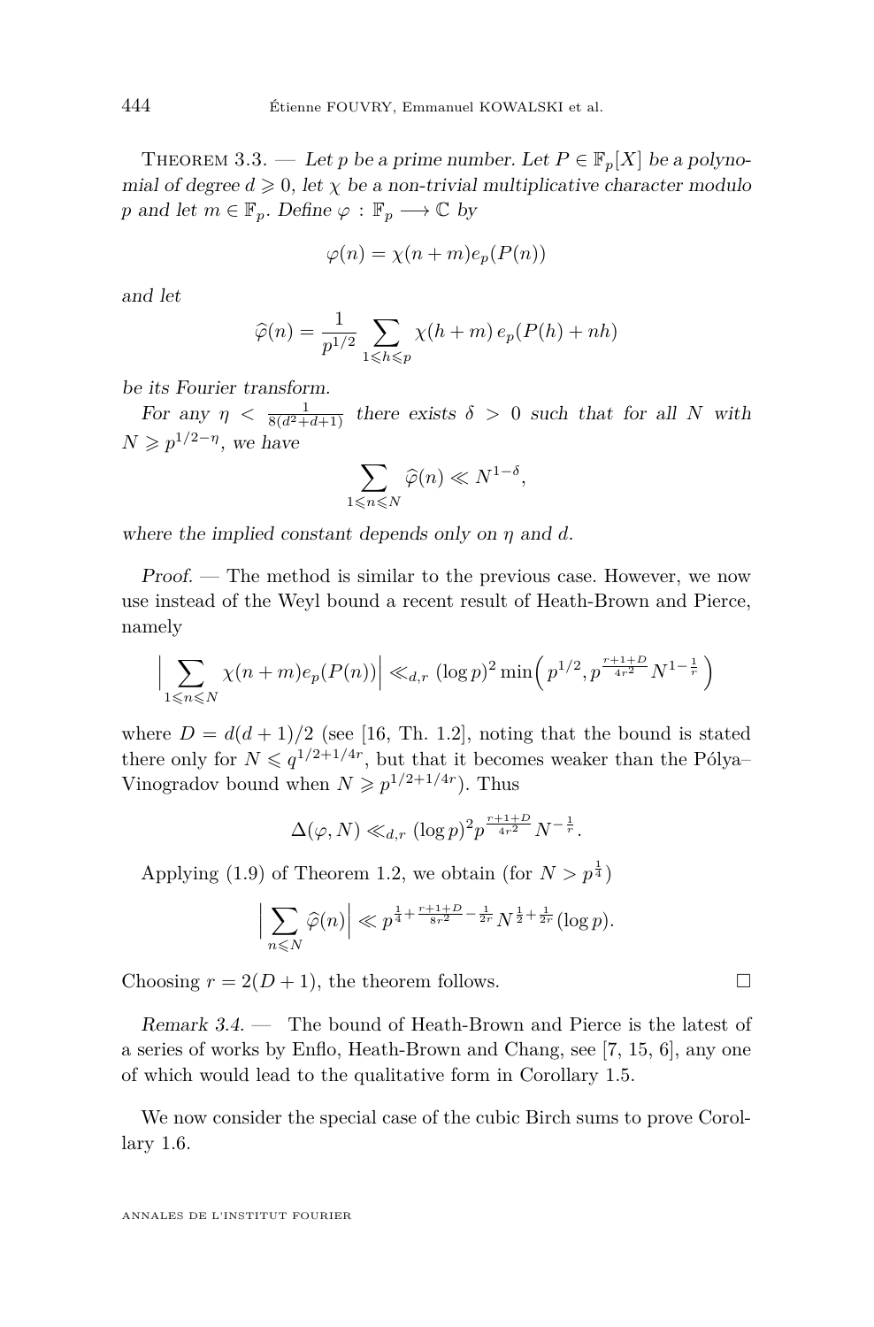Theorem 3.3. — *Let $p$ be a prime number. Let $P \in \mathbb{F}_p[X]$ be a polynomial of degree $d \geqslant 0$, let $\chi$ be a non-trivial multiplicative character modulo $p$ and let $m \in \mathbb{F}_p$. Define $\varphi : \mathbb{F}_p \longrightarrow \mathbb{C}$ by*

$$\varphi(n) = \chi(n+m)e_p(P(n))$$

*and let*

$$\widehat{\varphi}(n) = \frac{1}{p^{1/2}} \sum_{1 \leqslant h \leqslant p} \chi(h+m)\, e_p(P(h) + nh)$$

*be its Fourier transform.*

*For any $\eta < \frac{1}{8(d^2+d+1)}$ there exists $\delta > 0$ such that for all $N$ with $N \geqslant p^{1/2-\eta}$, we have*

$$\sum_{1 \leqslant n \leqslant N} \widehat{\varphi}(n) \ll N^{1-\delta},$$

*where the implied constant depends only on $\eta$ and $d$.*

*Proof.* — The method is similar to the previous case. However, we now use instead of the Weyl bound a recent result of Heath-Brown and Pierce, namely

$$\Big| \sum_{1 \leqslant n \leqslant N} \chi(n+m)e_p(P(n)) \Big| \ll_{d,r} (\log p)^2 \min\Big( p^{1/2}, p^{\frac{r+1+D}{4r^2}} N^{1-\frac{1}{r}} \Big)$$

where $D = d(d+1)/2$ (see [16, Th. 1.2], noting that the bound is stated there only for $N \leqslant q^{1/2+1/4r}$, but that it becomes weaker than the Pólya–Vinogradov bound when $N \geqslant p^{1/2+1/4r}$). Thus

$$\Delta(\varphi, N) \ll_{d,r} (\log p)^2 p^{\frac{r+1+D}{4r^2}} N^{-\frac{1}{r}}.$$

Applying (1.9) of Theorem 1.2, we obtain (for $N > p^{\frac{1}{4}}$)

$$\Big| \sum_{n \leqslant N} \widehat{\varphi}(n) \Big| \ll p^{\frac{1}{4} + \frac{r+1+D}{8r^2} - \frac{1}{2r}} N^{\frac{1}{2} + \frac{1}{2r}} (\log p).$$

Choosing $r = 2(D+1)$, the theorem follows. □

*Remark 3.4.* — The bound of Heath-Brown and Pierce is the latest of a series of works by Enflo, Heath-Brown and Chang, see [7, 15, 6], any one of which would lead to the qualitative form in Corollary 1.5.

We now consider the special case of the cubic Birch sums to prove Corollary 1.6.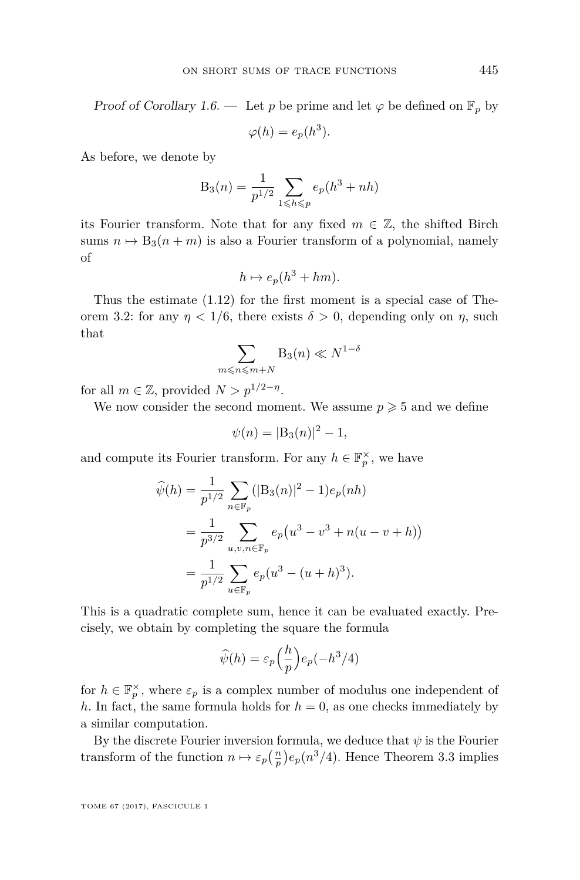*Proof of Corollary 1.6.* — Let $p$ be prime and let $\varphi$ be defined on $\mathbb{F}_p$ by

$$\varphi(h) = e_p(h^3).$$

As before, we denote by

$$\mathrm{B}_3(n) = \frac{1}{p^{1/2}} \sum_{1 \leqslant h \leqslant p} e_p(h^3 + nh)$$

its Fourier transform. Note that for any fixed $m \in \mathbb{Z}$, the shifted Birch sums $n \mapsto \mathrm{B}_3(n + m)$ is also a Fourier transform of a polynomial, namely of

$$h \mapsto e_p(h^3 + hm).$$

Thus the estimate (1.12) for the first moment is a special case of Theorem 3.2: for any $\eta < 1/6$, there exists $\delta > 0$, depending only on $\eta$, such that

$$\sum_{m \leqslant n \leqslant m+N} \mathrm{B}_3(n) \ll N^{1-\delta}$$

for all $m \in \mathbb{Z}$, provided $N > p^{1/2-\eta}$.

We now consider the second moment. We assume $p \geqslant 5$ and we define

$$\psi(n) = |\mathrm{B}_3(n)|^2 - 1,$$

and compute its Fourier transform. For any $h \in \mathbb{F}_p^\times$, we have

$$\begin{aligned}
\widehat{\psi}(h) &= \frac{1}{p^{1/2}} \sum_{n \in \mathbb{F}_p} (|\mathrm{B}_3(n)|^2 - 1) e_p(nh) \\
&= \frac{1}{p^{3/2}} \sum_{u,v,n \in \mathbb{F}_p} e_p\big(u^3 - v^3 + n(u - v + h)\big) \\
&= \frac{1}{p^{1/2}} \sum_{u \in \mathbb{F}_p} e_p(u^3 - (u+h)^3).
\end{aligned}$$

This is a quadratic complete sum, hence it can be evaluated exactly. Precisely, we obtain by completing the square the formula

$$\widehat{\psi}(h) = \varepsilon_p \Big(\frac{h}{p}\Big) e_p(-h^3/4)$$

for $h \in \mathbb{F}_p^\times$, where $\varepsilon_p$ is a complex number of modulus one independent of $h$. In fact, the same formula holds for $h = 0$, as one checks immediately by a similar computation.

By the discrete Fourier inversion formula, we deduce that $\psi$ is the Fourier transform of the function $n \mapsto \varepsilon_p \big(\frac{n}{p}\big) e_p(n^3/4)$. Hence Theorem 3.3 implies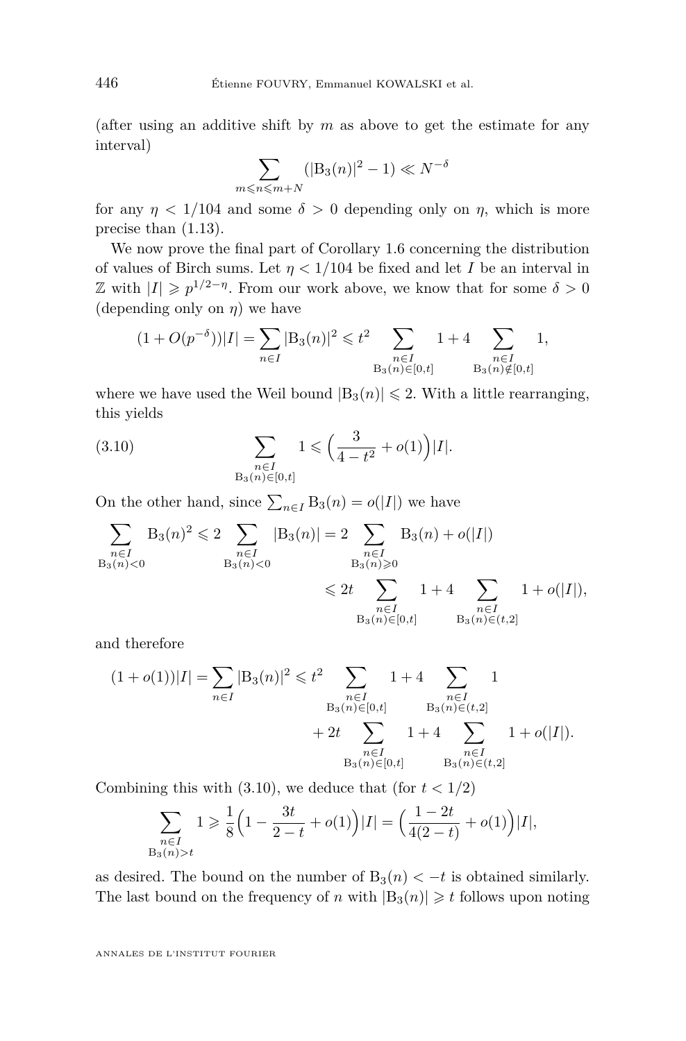(after using an additive shift by $m$ as above to get the estimate for any interval)

$$\sum_{m\leqslant n\leqslant m+N} (|\mathrm{B}_3(n)|^2-1) \ll N^{-\delta}$$

for any $\eta < 1/104$ and some $\delta > 0$ depending only on $\eta$, which is more precise than (1.13).

We now prove the final part of Corollary 1.6 concerning the distribution of values of Birch sums. Let $\eta < 1/104$ be fixed and let $I$ be an interval in $\mathbb{Z}$ with $|I| \geqslant p^{1/2-\eta}$. From our work above, we know that for some $\delta > 0$ (depending only on $\eta$) we have

$$(1+O(p^{-\delta}))|I| = \sum_{n\in I} |\mathrm{B}_3(n)|^2 \leqslant t^2 \sum_{\substack{n\in I\\ \mathrm{B}_3(n)\in[0,t]}} 1 + 4 \sum_{\substack{n\in I\\ \mathrm{B}_3(n)\notin[0,t]}} 1,$$

where we have used the Weil bound $|\mathrm{B}_3(n)| \leqslant 2$. With a little rearranging, this yields

$$\sum_{\substack{n\in I\\ \mathrm{B}_3(n)\in[0,t]}} 1 \leqslant \Big(\frac{3}{4-t^2}+o(1)\Big)|I|. \tag{3.10}$$

On the other hand, since $\sum_{n\in I}\mathrm{B}_3(n) = o(|I|)$ we have

$$\begin{aligned}\sum_{\substack{n\in I\\ \mathrm{B}_3(n)<0}} \mathrm{B}_3(n)^2 \leqslant 2 \sum_{\substack{n\in I\\ \mathrm{B}_3(n)<0}} |\mathrm{B}_3(n)| &= 2 \sum_{\substack{n\in I\\ \mathrm{B}_3(n)\geqslant 0}} \mathrm{B}_3(n) + o(|I|)\\ &\leqslant 2t \sum_{\substack{n\in I\\ \mathrm{B}_3(n)\in[0,t]}} 1 + 4 \sum_{\substack{n\in I\\ \mathrm{B}_3(n)\in(t,2]}} 1 + o(|I|),\end{aligned}$$

and therefore

$$\begin{aligned}(1+o(1))|I| = \sum_{n\in I}|\mathrm{B}_3(n)|^2 \leqslant t^2 &\sum_{\substack{n\in I\\ \mathrm{B}_3(n)\in[0,t]}} 1 + 4 \sum_{\substack{n\in I\\ \mathrm{B}_3(n)\in(t,2]}} 1\\ &+ 2t \sum_{\substack{n\in I\\ \mathrm{B}_3(n)\in[0,t]}} 1 + 4 \sum_{\substack{n\in I\\ \mathrm{B}_3(n)\in(t,2]}} 1 + o(|I|).\end{aligned}$$

Combining this with (3.10), we deduce that (for $t < 1/2$)

$$\sum_{\substack{n\in I\\ \mathrm{B}_3(n)>t}} 1 \geqslant \frac{1}{8}\Big(1-\frac{3t}{2-t}+o(1)\Big)|I| = \Big(\frac{1-2t}{4(2-t)}+o(1)\Big)|I|,$$

as desired. The bound on the number of $\mathrm{B}_3(n) < -t$ is obtained similarly. The last bound on the frequency of $n$ with $|\mathrm{B}_3(n)| \geqslant t$ follows upon noting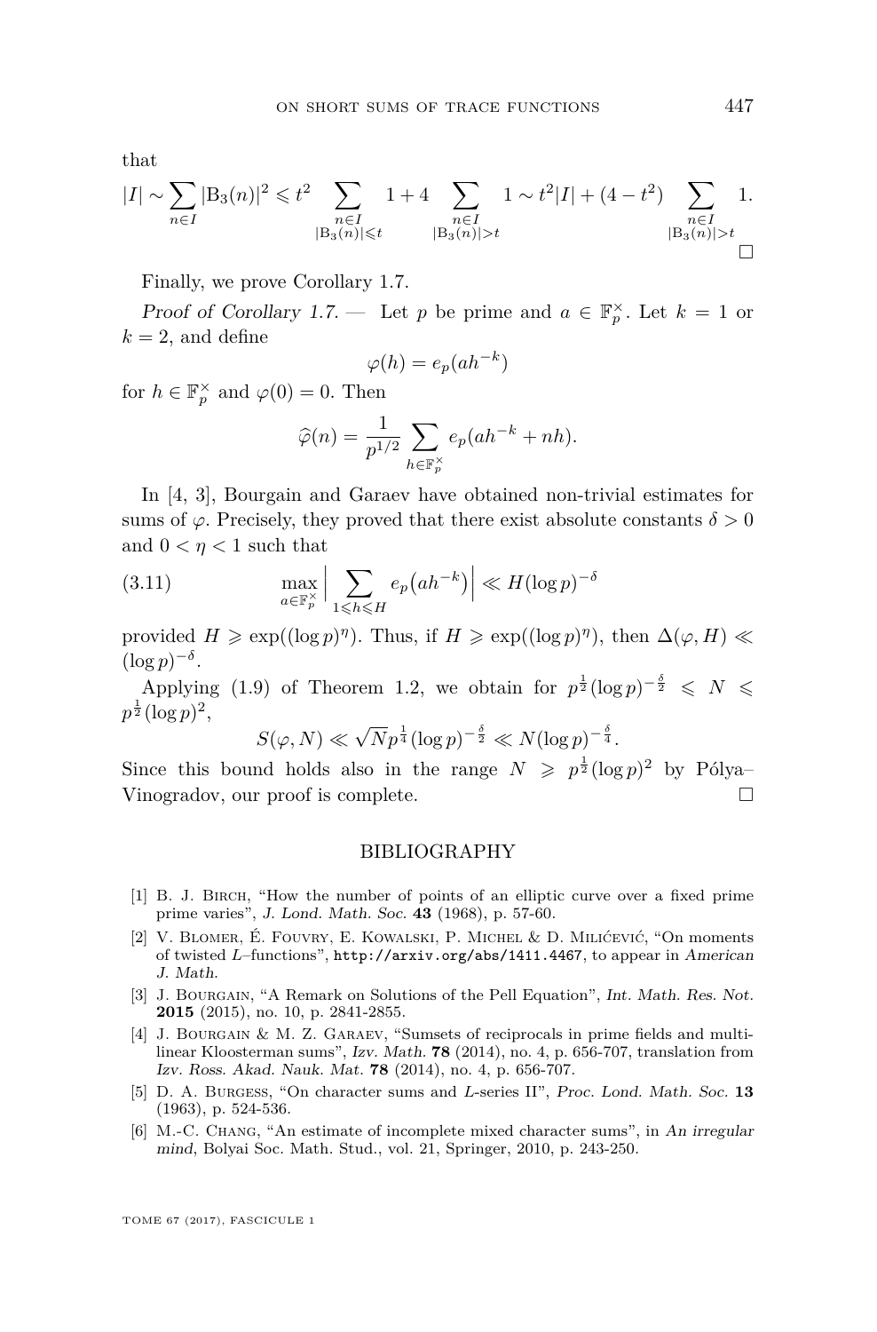that

$$|I| \sim \sum_{n\in I} |\mathrm{B}_3(n)|^2 \leqslant t^2 \sum_{\substack{n\in I\\ |\mathrm{B}_3(n)|\leqslant t}} 1 + 4 \sum_{\substack{n\in I\\ |\mathrm{B}_3(n)|> t}} 1 \sim t^2|I| + (4-t^2) \sum_{\substack{n\in I\\ |\mathrm{B}_3(n)|> t}} 1.$$

□

Finally, we prove Corollary 1.7.

*Proof of Corollary 1.7.* — Let $p$ be prime and $a \in \mathbb{F}_p^\times$. Let $k=1$ or $k=2$, and define

$$\varphi(h) = e_p(ah^{-k})$$

for $h \in \mathbb{F}_p^\times$ and $\varphi(0)=0$. Then

$$\widehat{\varphi}(n) = \frac{1}{p^{1/2}} \sum_{h\in\mathbb{F}_p^\times} e_p(ah^{-k}+nh).$$

In [4, 3], Bourgain and Garaev have obtained non-trivial estimates for sums of $\varphi$. Precisely, they proved that there exist absolute constants $\delta>0$ and $0<\eta<1$ such that

$$\max_{a\in\mathbb{F}_p^\times} \Big| \sum_{1\leqslant h\leqslant H} e_p\big(ah^{-k}\big)\Big| \ll H(\log p)^{-\delta} \tag{3.11}$$

provided $H \geqslant \exp((\log p)^\eta)$. Thus, if $H \geqslant \exp((\log p)^\eta)$, then $\Delta(\varphi,H) \ll (\log p)^{-\delta}$.

Applying (1.9) of Theorem 1.2, we obtain for $p^{\frac12}(\log p)^{-\frac{\delta}{2}} \leqslant N \leqslant p^{\frac12}(\log p)^2$,

$$S(\varphi,N) \ll \sqrt{N} p^{\frac14}(\log p)^{-\frac{\delta}{2}} \ll N(\log p)^{-\frac{\delta}{4}}.$$

Since this bound holds also in the range $N \geqslant p^{\frac12}(\log p)^2$ by Pólya–Vinogradov, our proof is complete. □

## BIBLIOGRAPHY

[1] B. J. Birch, "How the number of points of an elliptic curve over a fixed prime prime varies", *J. Lond. Math. Soc.* **43** (1968), p. 57-60.

[2] V. Blomer, É. Fouvry, E. Kowalski, P. Michel & D. Milićević, "On moments of twisted $L$–functions", http://arxiv.org/abs/1411.4467, to appear in *American J. Math.*

[3] J. Bourgain, "A Remark on Solutions of the Pell Equation", *Int. Math. Res. Not.* **2015** (2015), no. 10, p. 2841-2855.

[4] J. Bourgain & M. Z. Garaev, "Sumsets of reciprocals in prime fields and multilinear Kloosterman sums", *Izv. Math.* **78** (2014), no. 4, p. 656-707, translation from *Izv. Ross. Akad. Nauk. Mat.* **78** (2014), no. 4, p. 656-707.

[5] D. A. Burgess, "On character sums and $L$-series II", *Proc. Lond. Math. Soc.* **13** (1963), p. 524-536.

[6] M.-C. Chang, "An estimate of incomplete mixed character sums", in *An irregular mind*, Bolyai Soc. Math. Stud., vol. 21, Springer, 2010, p. 243-250.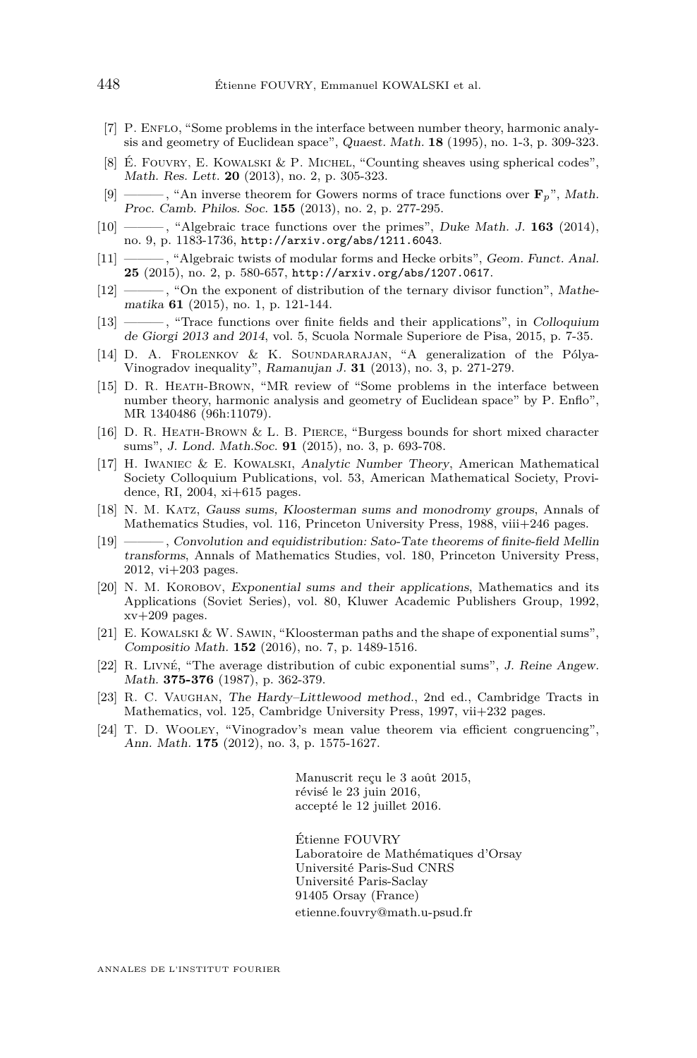[7] P. Enflo, "Some problems in the interface between number theory, harmonic analysis and geometry of Euclidean space", *Quaest. Math.* **18** (1995), no. 1-3, p. 309-323.

[8] É. Fouvry, E. Kowalski & P. Michel, "Counting sheaves using spherical codes", *Math. Res. Lett.* **20** (2013), no. 2, p. 305-323.

[9] ———, "An inverse theorem for Gowers norms of trace functions over $\mathbf{F}_p$", *Math. Proc. Camb. Philos. Soc.* **155** (2013), no. 2, p. 277-295.

[10] ———, "Algebraic trace functions over the primes", *Duke Math. J.* **163** (2014), no. 9, p. 1183-1736, http://arxiv.org/abs/1211.6043.

[11] ———, "Algebraic twists of modular forms and Hecke orbits", *Geom. Funct. Anal.* **25** (2015), no. 2, p. 580-657, http://arxiv.org/abs/1207.0617.

[12] ———, "On the exponent of distribution of the ternary divisor function", *Mathematika* **61** (2015), no. 1, p. 121-144.

[13] ———, "Trace functions over finite fields and their applications", in *Colloquium de Giorgi 2013 and 2014*, vol. 5, Scuola Normale Superiore de Pisa, 2015, p. 7-35.

[14] D. A. Frolenkov & K. Soundararajan, "A generalization of the Pólya-Vinogradov inequality", *Ramanujan J.* **31** (2013), no. 3, p. 271-279.

[15] D. R. Heath-Brown, "MR review of "Some problems in the interface between number theory, harmonic analysis and geometry of Euclidean space" by P. Enflo", MR 1340486 (96h:11079).

[16] D. R. Heath-Brown & L. B. Pierce, "Burgess bounds for short mixed character sums", *J. Lond. Math.Soc.* **91** (2015), no. 3, p. 693-708.

[17] H. Iwaniec & E. Kowalski, *Analytic Number Theory*, American Mathematical Society Colloquium Publications, vol. 53, American Mathematical Society, Providence, RI, 2004, xi+615 pages.

[18] N. M. Katz, *Gauss sums, Kloosterman sums and monodromy groups*, Annals of Mathematics Studies, vol. 116, Princeton University Press, 1988, viii+246 pages.

[19] ———, *Convolution and equidistribution: Sato-Tate theorems of finite-field Mellin transforms*, Annals of Mathematics Studies, vol. 180, Princeton University Press, 2012, vi+203 pages.

[20] N. M. Korobov, *Exponential sums and their applications*, Mathematics and its Applications (Soviet Series), vol. 80, Kluwer Academic Publishers Group, 1992, xv+209 pages.

[21] E. Kowalski & W. Sawin, "Kloosterman paths and the shape of exponential sums", *Compositio Math.* **152** (2016), no. 7, p. 1489-1516.

[22] R. Livné, "The average distribution of cubic exponential sums", *J. Reine Angew. Math.* **375-376** (1987), p. 362-379.

[23] R. C. Vaughan, *The Hardy–Littlewood method.*, 2nd ed., Cambridge Tracts in Mathematics, vol. 125, Cambridge University Press, 1997, vii+232 pages.

[24] T. D. Wooley, "Vinogradov's mean value theorem via efficient congruencing", *Ann. Math.* **175** (2012), no. 3, p. 1575-1627.

Manuscrit reçu le 3 août 2015,
révisé le 23 juin 2016,
accepté le 12 juillet 2016.

Étienne FOUVRY
Laboratoire de Mathématiques d'Orsay
Université Paris-Sud CNRS
Université Paris-Saclay
91405 Orsay (France)
etienne.fouvry@math.u-psud.fr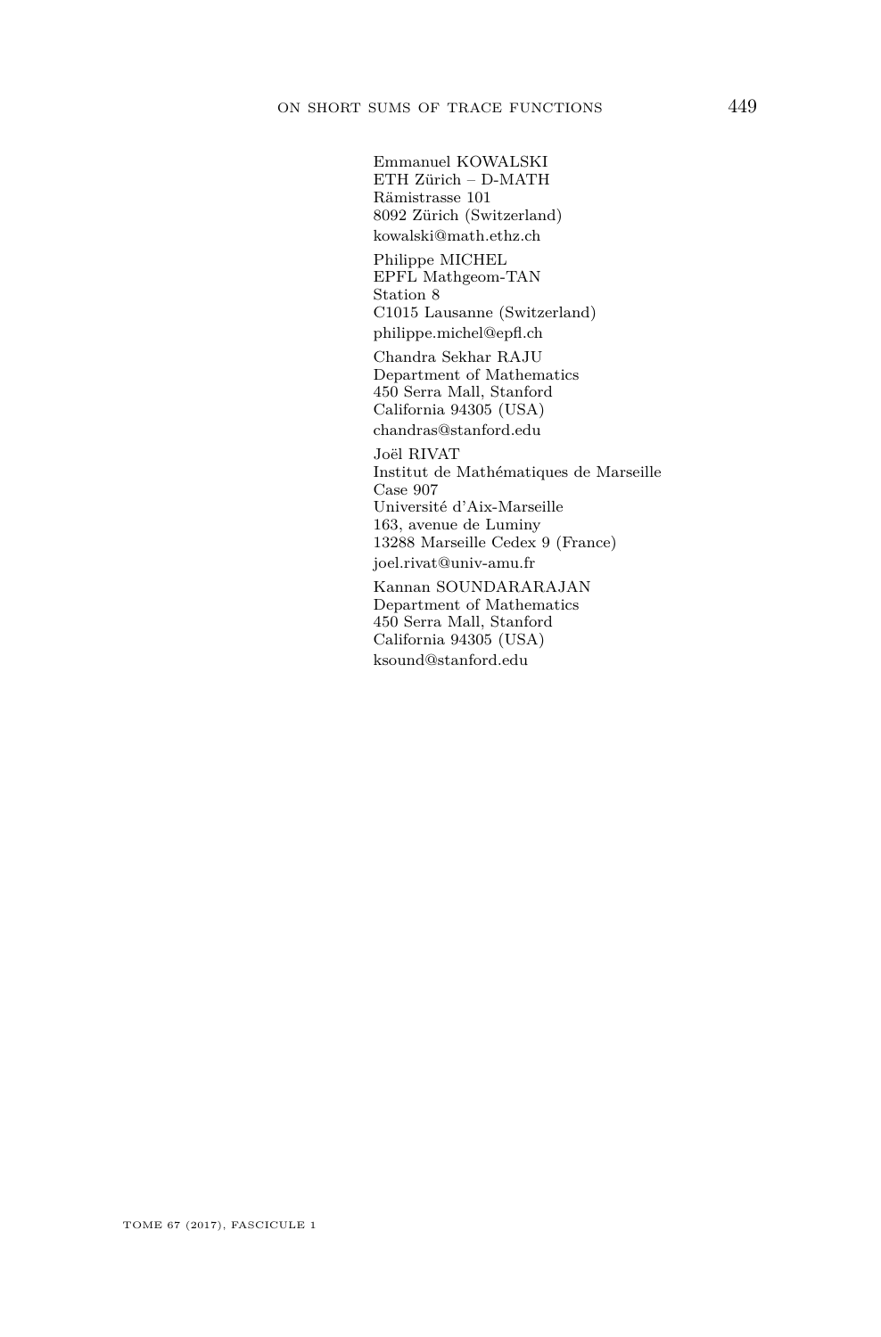Emmanuel KOWALSKI
ETH Zürich – D-MATH
Rämistrasse 101
8092 Zürich (Switzerland)
kowalski@math.ethz.ch

Philippe MICHEL
EPFL Mathgeom-TAN
Station 8
C1015 Lausanne (Switzerland)
philippe.michel@epfl.ch

Chandra Sekhar RAJU
Department of Mathematics
450 Serra Mall, Stanford
California 94305 (USA)
chandras@stanford.edu

Joël RIVAT
Institut de Mathématiques de Marseille
Case 907
Université d'Aix-Marseille
163, avenue de Luminy
13288 Marseille Cedex 9 (France)
joel.rivat@univ-amu.fr

Kannan SOUNDARARAJAN
Department of Mathematics
450 Serra Mall, Stanford
California 94305 (USA)
ksound@stanford.edu